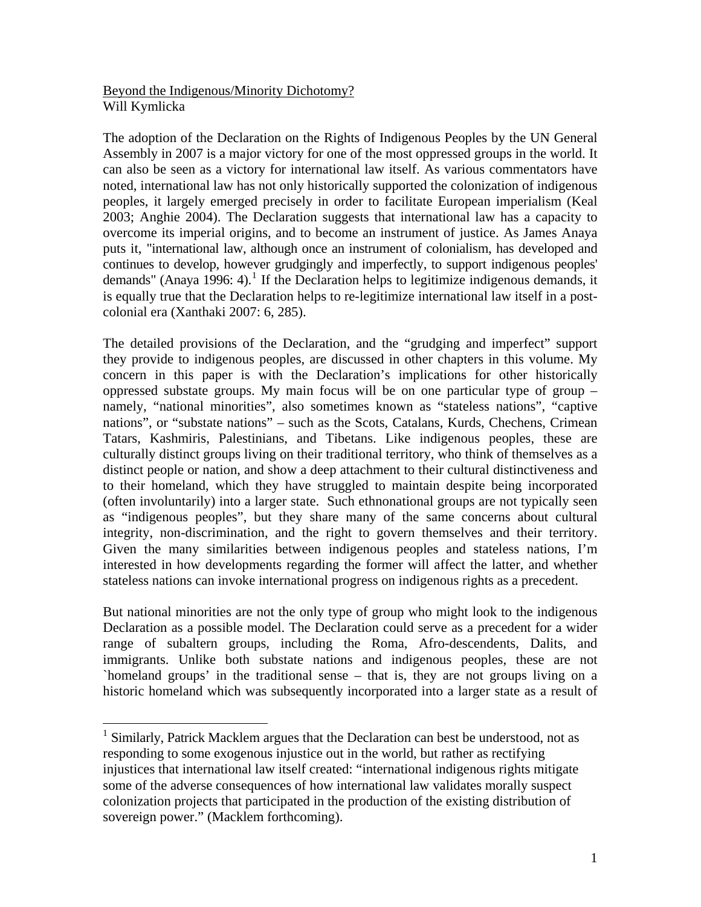Beyond the Indigenous/Minority Dichotomy?
Will Kymlicka

The adoption of the Declaration on the Rights of Indigenous Peoples by the UN General Assembly in 2007 is a major victory for one of the most oppressed groups in the world. It can also be seen as a victory for international law itself. As various commentators have noted, international law has not only historically supported the colonization of indigenous peoples, it largely emerged precisely in order to facilitate European imperialism (Keal 2003; Anghie 2004). The Declaration suggests that international law has a capacity to overcome its imperial origins, and to become an instrument of justice. As James Anaya puts it, "international law, although once an instrument of colonialism, has developed and continues to develop, however grudgingly and imperfectly, to support indigenous peoples' demands" (Anaya 1996: 4).[1] If the Declaration helps to legitimize indigenous demands, it is equally true that the Declaration helps to re-legitimize international law itself in a post-colonial era (Xanthaki 2007: 6, 285).

The detailed provisions of the Declaration, and the "grudging and imperfect" support they provide to indigenous peoples, are discussed in other chapters in this volume. My concern in this paper is with the Declaration's implications for other historically oppressed substate groups. My main focus will be on one particular type of group – namely, "national minorities", also sometimes known as "stateless nations", "captive nations", or "substate nations" – such as the Scots, Catalans, Kurds, Chechens, Crimean Tatars, Kashmiris, Palestinians, and Tibetans. Like indigenous peoples, these are culturally distinct groups living on their traditional territory, who think of themselves as a distinct people or nation, and show a deep attachment to their cultural distinctiveness and to their homeland, which they have struggled to maintain despite being incorporated (often involuntarily) into a larger state. Such ethnonational groups are not typically seen as "indigenous peoples", but they share many of the same concerns about cultural integrity, non-discrimination, and the right to govern themselves and their territory. Given the many similarities between indigenous peoples and stateless nations, I'm interested in how developments regarding the former will affect the latter, and whether stateless nations can invoke international progress on indigenous rights as a precedent.

But national minorities are not the only type of group who might look to the indigenous Declaration as a possible model. The Declaration could serve as a precedent for a wider range of subaltern groups, including the Roma, Afro-descendents, Dalits, and immigrants. Unlike both substate nations and indigenous peoples, these are not `homeland groups' in the traditional sense – that is, they are not groups living on a historic homeland which was subsequently incorporated into a larger state as a result of

[1] Similarly, Patrick Macklem argues that the Declaration can best be understood, not as responding to some exogenous injustice out in the world, but rather as rectifying injustices that international law itself created: "international indigenous rights mitigate some of the adverse consequences of how international law validates morally suspect colonization projects that participated in the production of the existing distribution of sovereign power." (Macklem forthcoming).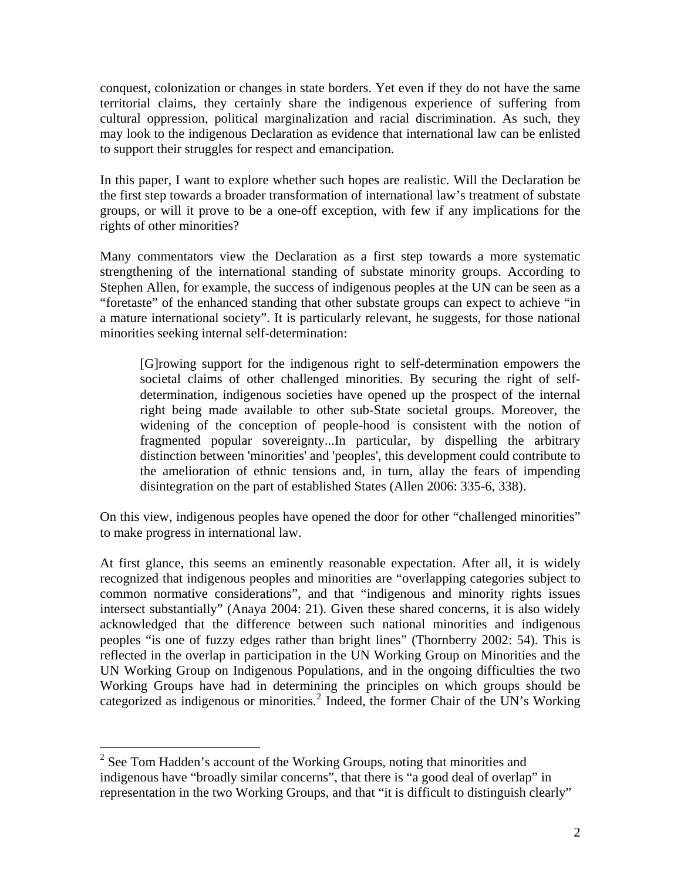conquest, colonization or changes in state borders. Yet even if they do not have the same territorial claims, they certainly share the indigenous experience of suffering from cultural oppression, political marginalization and racial discrimination. As such, they may look to the indigenous Declaration as evidence that international law can be enlisted to support their struggles for respect and emancipation.

In this paper, I want to explore whether such hopes are realistic. Will the Declaration be the first step towards a broader transformation of international law's treatment of substate groups, or will it prove to be a one-off exception, with few if any implications for the rights of other minorities?

Many commentators view the Declaration as a first step towards a more systematic strengthening of the international standing of substate minority groups. According to Stephen Allen, for example, the success of indigenous peoples at the UN can be seen as a "foretaste" of the enhanced standing that other substate groups can expect to achieve "in a mature international society". It is particularly relevant, he suggests, for those national minorities seeking internal self-determination:

> [G]rowing support for the indigenous right to self-determination empowers the societal claims of other challenged minorities. By securing the right of self-determination, indigenous societies have opened up the prospect of the internal right being made available to other sub-State societal groups. Moreover, the widening of the conception of people-hood is consistent with the notion of fragmented popular sovereignty...In particular, by dispelling the arbitrary distinction between 'minorities' and 'peoples', this development could contribute to the amelioration of ethnic tensions and, in turn, allay the fears of impending disintegration on the part of established States (Allen 2006: 335-6, 338).

On this view, indigenous peoples have opened the door for other "challenged minorities" to make progress in international law.

At first glance, this seems an eminently reasonable expectation. After all, it is widely recognized that indigenous peoples and minorities are "overlapping categories subject to common normative considerations", and that "indigenous and minority rights issues intersect substantially" (Anaya 2004: 21). Given these shared concerns, it is also widely acknowledged that the difference between such national minorities and indigenous peoples "is one of fuzzy edges rather than bright lines" (Thornberry 2002: 54). This is reflected in the overlap in participation in the UN Working Group on Minorities and the UN Working Group on Indigenous Populations, and in the ongoing difficulties the two Working Groups have had in determining the principles on which groups should be categorized as indigenous or minorities.[2] Indeed, the former Chair of the UN's Working

[2] See Tom Hadden's account of the Working Groups, noting that minorities and indigenous have "broadly similar concerns", that there is "a good deal of overlap" in representation in the two Working Groups, and that "it is difficult to distinguish clearly"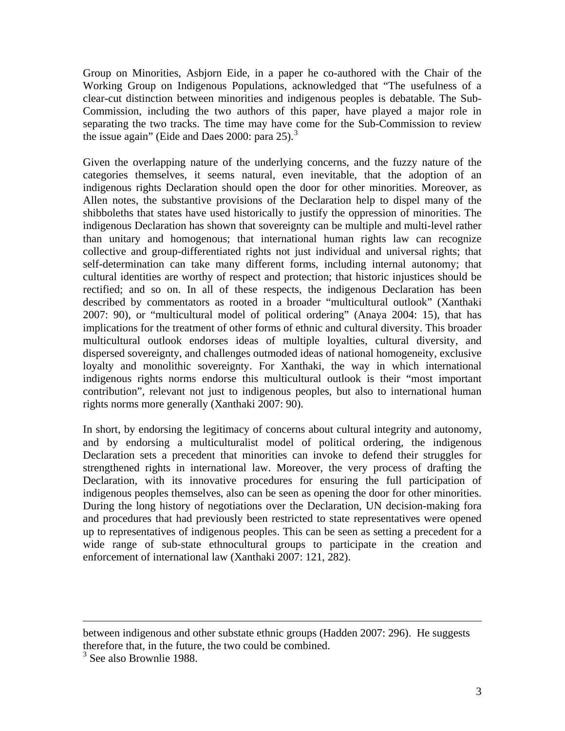Group on Minorities, Asbjorn Eide, in a paper he co-authored with the Chair of the Working Group on Indigenous Populations, acknowledged that "The usefulness of a clear-cut distinction between minorities and indigenous peoples is debatable. The Sub-Commission, including the two authors of this paper, have played a major role in separating the two tracks. The time may have come for the Sub-Commission to review the issue again" (Eide and Daes 2000: para 25).[3]

Given the overlapping nature of the underlying concerns, and the fuzzy nature of the categories themselves, it seems natural, even inevitable, that the adoption of an indigenous rights Declaration should open the door for other minorities. Moreover, as Allen notes, the substantive provisions of the Declaration help to dispel many of the shibboleths that states have used historically to justify the oppression of minorities. The indigenous Declaration has shown that sovereignty can be multiple and multi-level rather than unitary and homogenous; that international human rights law can recognize collective and group-differentiated rights not just individual and universal rights; that self-determination can take many different forms, including internal autonomy; that cultural identities are worthy of respect and protection; that historic injustices should be rectified; and so on. In all of these respects, the indigenous Declaration has been described by commentators as rooted in a broader "multicultural outlook" (Xanthaki 2007: 90), or "multicultural model of political ordering" (Anaya 2004: 15), that has implications for the treatment of other forms of ethnic and cultural diversity. This broader multicultural outlook endorses ideas of multiple loyalties, cultural diversity, and dispersed sovereignty, and challenges outmoded ideas of national homogeneity, exclusive loyalty and monolithic sovereignty. For Xanthaki, the way in which international indigenous rights norms endorse this multicultural outlook is their "most important contribution", relevant not just to indigenous peoples, but also to international human rights norms more generally (Xanthaki 2007: 90).

In short, by endorsing the legitimacy of concerns about cultural integrity and autonomy, and by endorsing a multiculturalist model of political ordering, the indigenous Declaration sets a precedent that minorities can invoke to defend their struggles for strengthened rights in international law. Moreover, the very process of drafting the Declaration, with its innovative procedures for ensuring the full participation of indigenous peoples themselves, also can be seen as opening the door for other minorities. During the long history of negotiations over the Declaration, UN decision-making fora and procedures that had previously been restricted to state representatives were opened up to representatives of indigenous peoples. This can be seen as setting a precedent for a wide range of sub-state ethnocultural groups to participate in the creation and enforcement of international law (Xanthaki 2007: 121, 282).

---

between indigenous and other substate ethnic groups (Hadden 2007: 296). He suggests therefore that, in the future, the two could be combined.

[3] See also Brownlie 1988.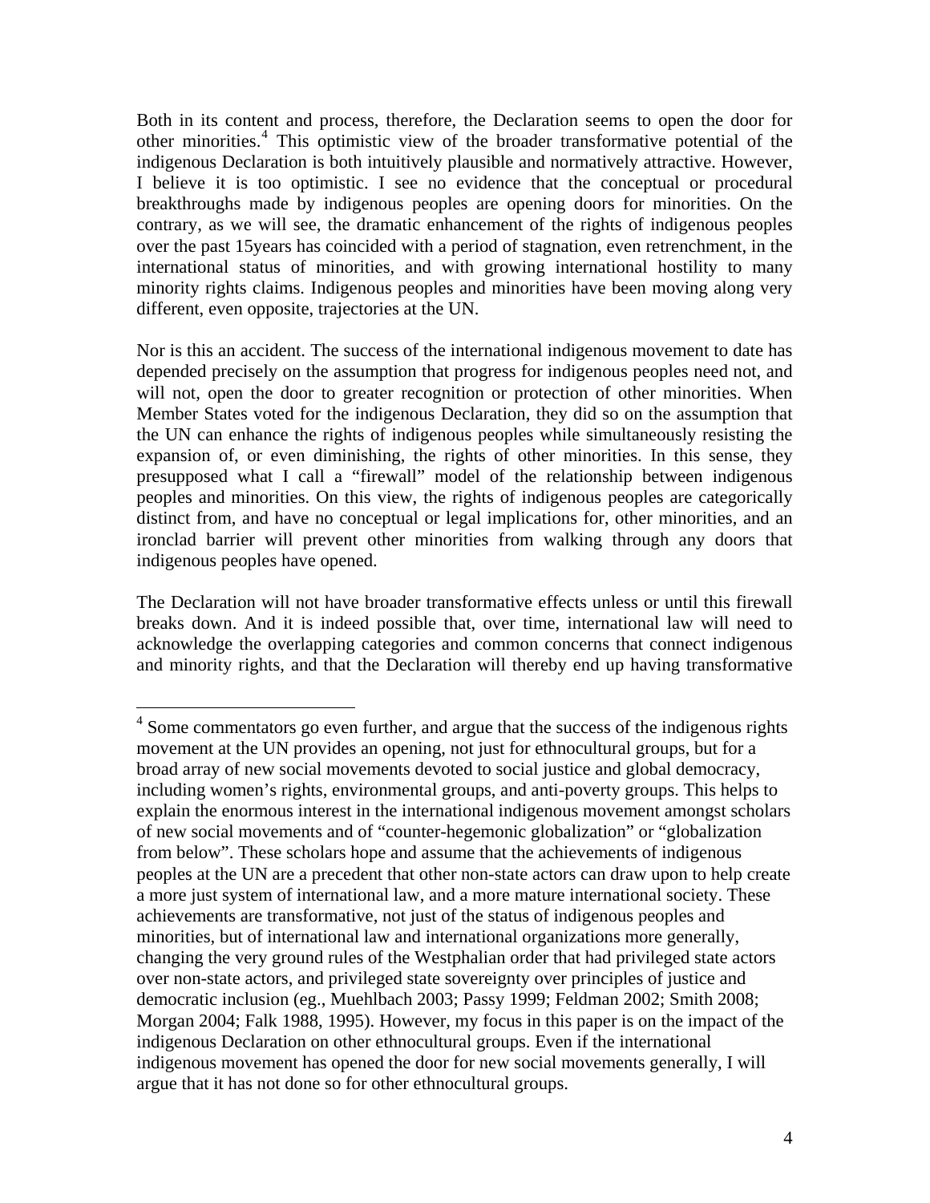Both in its content and process, therefore, the Declaration seems to open the door for other minorities.[4] This optimistic view of the broader transformative potential of the indigenous Declaration is both intuitively plausible and normatively attractive. However, I believe it is too optimistic. I see no evidence that the conceptual or procedural breakthroughs made by indigenous peoples are opening doors for minorities. On the contrary, as we will see, the dramatic enhancement of the rights of indigenous peoples over the past 15years has coincided with a period of stagnation, even retrenchment, in the international status of minorities, and with growing international hostility to many minority rights claims. Indigenous peoples and minorities have been moving along very different, even opposite, trajectories at the UN.

Nor is this an accident. The success of the international indigenous movement to date has depended precisely on the assumption that progress for indigenous peoples need not, and will not, open the door to greater recognition or protection of other minorities. When Member States voted for the indigenous Declaration, they did so on the assumption that the UN can enhance the rights of indigenous peoples while simultaneously resisting the expansion of, or even diminishing, the rights of other minorities. In this sense, they presupposed what I call a "firewall" model of the relationship between indigenous peoples and minorities. On this view, the rights of indigenous peoples are categorically distinct from, and have no conceptual or legal implications for, other minorities, and an ironclad barrier will prevent other minorities from walking through any doors that indigenous peoples have opened.

The Declaration will not have broader transformative effects unless or until this firewall breaks down. And it is indeed possible that, over time, international law will need to acknowledge the overlapping categories and common concerns that connect indigenous and minority rights, and that the Declaration will thereby end up having transformative

[4] Some commentators go even further, and argue that the success of the indigenous rights movement at the UN provides an opening, not just for ethnocultural groups, but for a broad array of new social movements devoted to social justice and global democracy, including women's rights, environmental groups, and anti-poverty groups. This helps to explain the enormous interest in the international indigenous movement amongst scholars of new social movements and of "counter-hegemonic globalization" or "globalization from below". These scholars hope and assume that the achievements of indigenous peoples at the UN are a precedent that other non-state actors can draw upon to help create a more just system of international law, and a more mature international society. These achievements are transformative, not just of the status of indigenous peoples and minorities, but of international law and international organizations more generally, changing the very ground rules of the Westphalian order that had privileged state actors over non-state actors, and privileged state sovereignty over principles of justice and democratic inclusion (eg., Muehlbach 2003; Passy 1999; Feldman 2002; Smith 2008; Morgan 2004; Falk 1988, 1995). However, my focus in this paper is on the impact of the indigenous Declaration on other ethnocultural groups. Even if the international indigenous movement has opened the door for new social movements generally, I will argue that it has not done so for other ethnocultural groups.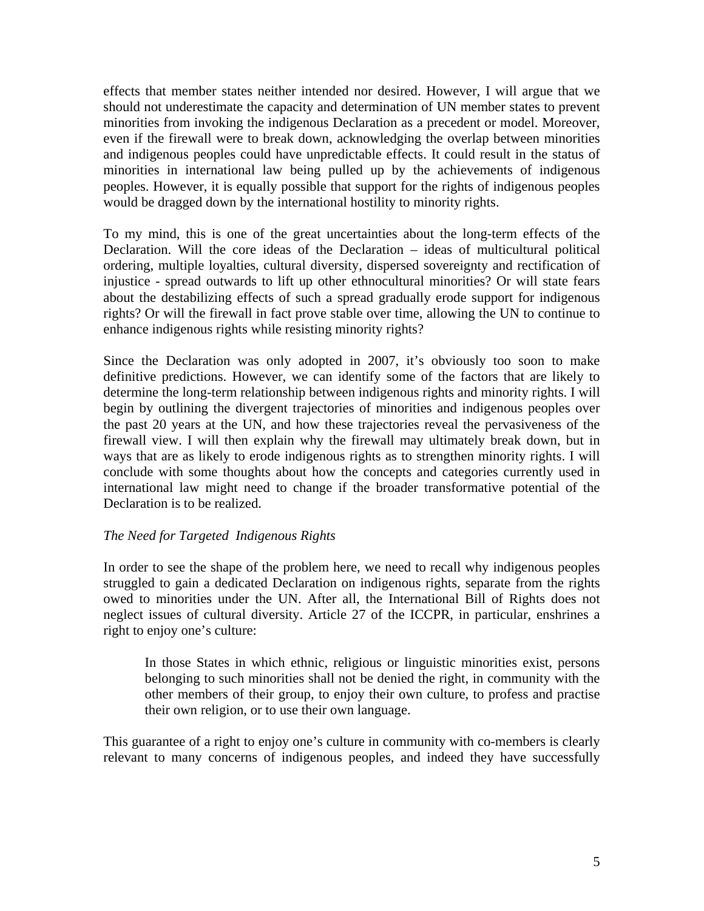effects that member states neither intended nor desired. However, I will argue that we should not underestimate the capacity and determination of UN member states to prevent minorities from invoking the indigenous Declaration as a precedent or model. Moreover, even if the firewall were to break down, acknowledging the overlap between minorities and indigenous peoples could have unpredictable effects. It could result in the status of minorities in international law being pulled up by the achievements of indigenous peoples. However, it is equally possible that support for the rights of indigenous peoples would be dragged down by the international hostility to minority rights.

To my mind, this is one of the great uncertainties about the long-term effects of the Declaration. Will the core ideas of the Declaration – ideas of multicultural political ordering, multiple loyalties, cultural diversity, dispersed sovereignty and rectification of injustice - spread outwards to lift up other ethnocultural minorities? Or will state fears about the destabilizing effects of such a spread gradually erode support for indigenous rights? Or will the firewall in fact prove stable over time, allowing the UN to continue to enhance indigenous rights while resisting minority rights?

Since the Declaration was only adopted in 2007, it's obviously too soon to make definitive predictions. However, we can identify some of the factors that are likely to determine the long-term relationship between indigenous rights and minority rights. I will begin by outlining the divergent trajectories of minorities and indigenous peoples over the past 20 years at the UN, and how these trajectories reveal the pervasiveness of the firewall view. I will then explain why the firewall may ultimately break down, but in ways that are as likely to erode indigenous rights as to strengthen minority rights. I will conclude with some thoughts about how the concepts and categories currently used in international law might need to change if the broader transformative potential of the Declaration is to be realized.

*The Need for Targeted Indigenous Rights*

In order to see the shape of the problem here, we need to recall why indigenous peoples struggled to gain a dedicated Declaration on indigenous rights, separate from the rights owed to minorities under the UN. After all, the International Bill of Rights does not neglect issues of cultural diversity. Article 27 of the ICCPR, in particular, enshrines a right to enjoy one's culture:

> In those States in which ethnic, religious or linguistic minorities exist, persons belonging to such minorities shall not be denied the right, in community with the other members of their group, to enjoy their own culture, to profess and practise their own religion, or to use their own language.

This guarantee of a right to enjoy one's culture in community with co-members is clearly relevant to many concerns of indigenous peoples, and indeed they have successfully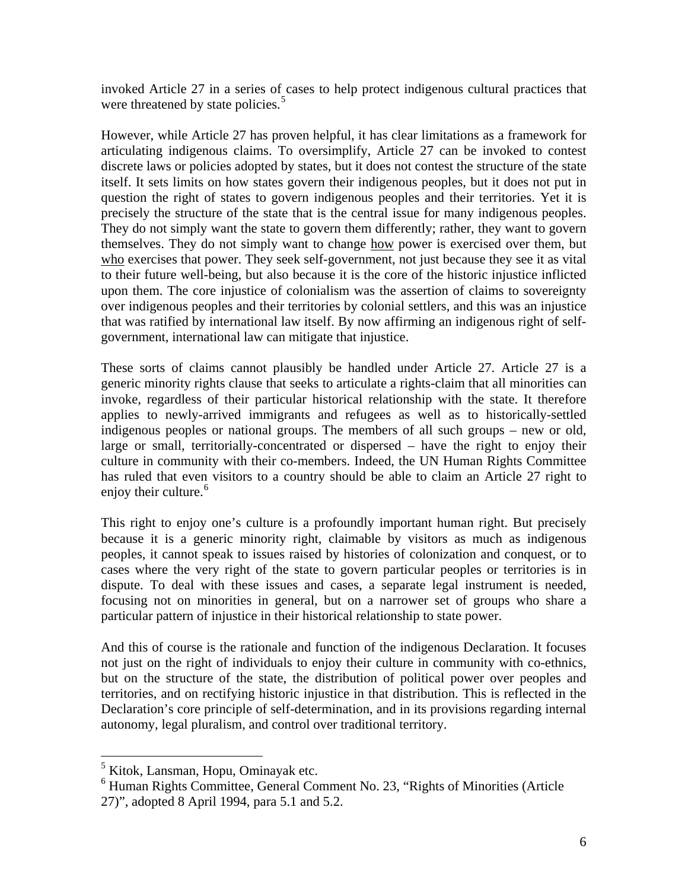invoked Article 27 in a series of cases to help protect indigenous cultural practices that were threatened by state policies.[5]

However, while Article 27 has proven helpful, it has clear limitations as a framework for articulating indigenous claims. To oversimplify, Article 27 can be invoked to contest discrete laws or policies adopted by states, but it does not contest the structure of the state itself. It sets limits on how states govern their indigenous peoples, but it does not put in question the right of states to govern indigenous peoples and their territories. Yet it is precisely the structure of the state that is the central issue for many indigenous peoples. They do not simply want the state to govern them differently; rather, they want to govern themselves. They do not simply want to change <u>how</u> power is exercised over them, but <u>who</u> exercises that power. They seek self-government, not just because they see it as vital to their future well-being, but also because it is the core of the historic injustice inflicted upon them. The core injustice of colonialism was the assertion of claims to sovereignty over indigenous peoples and their territories by colonial settlers, and this was an injustice that was ratified by international law itself. By now affirming an indigenous right of self-government, international law can mitigate that injustice.

These sorts of claims cannot plausibly be handled under Article 27. Article 27 is a generic minority rights clause that seeks to articulate a rights-claim that all minorities can invoke, regardless of their particular historical relationship with the state. It therefore applies to newly-arrived immigrants and refugees as well as to historically-settled indigenous peoples or national groups. The members of all such groups – new or old, large or small, territorially-concentrated or dispersed – have the right to enjoy their culture in community with their co-members. Indeed, the UN Human Rights Committee has ruled that even visitors to a country should be able to claim an Article 27 right to enjoy their culture.[6]

This right to enjoy one's culture is a profoundly important human right. But precisely because it is a generic minority right, claimable by visitors as much as indigenous peoples, it cannot speak to issues raised by histories of colonization and conquest, or to cases where the very right of the state to govern particular peoples or territories is in dispute. To deal with these issues and cases, a separate legal instrument is needed, focusing not on minorities in general, but on a narrower set of groups who share a particular pattern of injustice in their historical relationship to state power.

And this of course is the rationale and function of the indigenous Declaration. It focuses not just on the right of individuals to enjoy their culture in community with co-ethnics, but on the structure of the state, the distribution of political power over peoples and territories, and on rectifying historic injustice in that distribution. This is reflected in the Declaration's core principle of self-determination, and in its provisions regarding internal autonomy, legal pluralism, and control over traditional territory.

---

[5] Kitok, Lansman, Hopu, Ominayak etc.

[6] Human Rights Committee, General Comment No. 23, "Rights of Minorities (Article 27)", adopted 8 April 1994, para 5.1 and 5.2.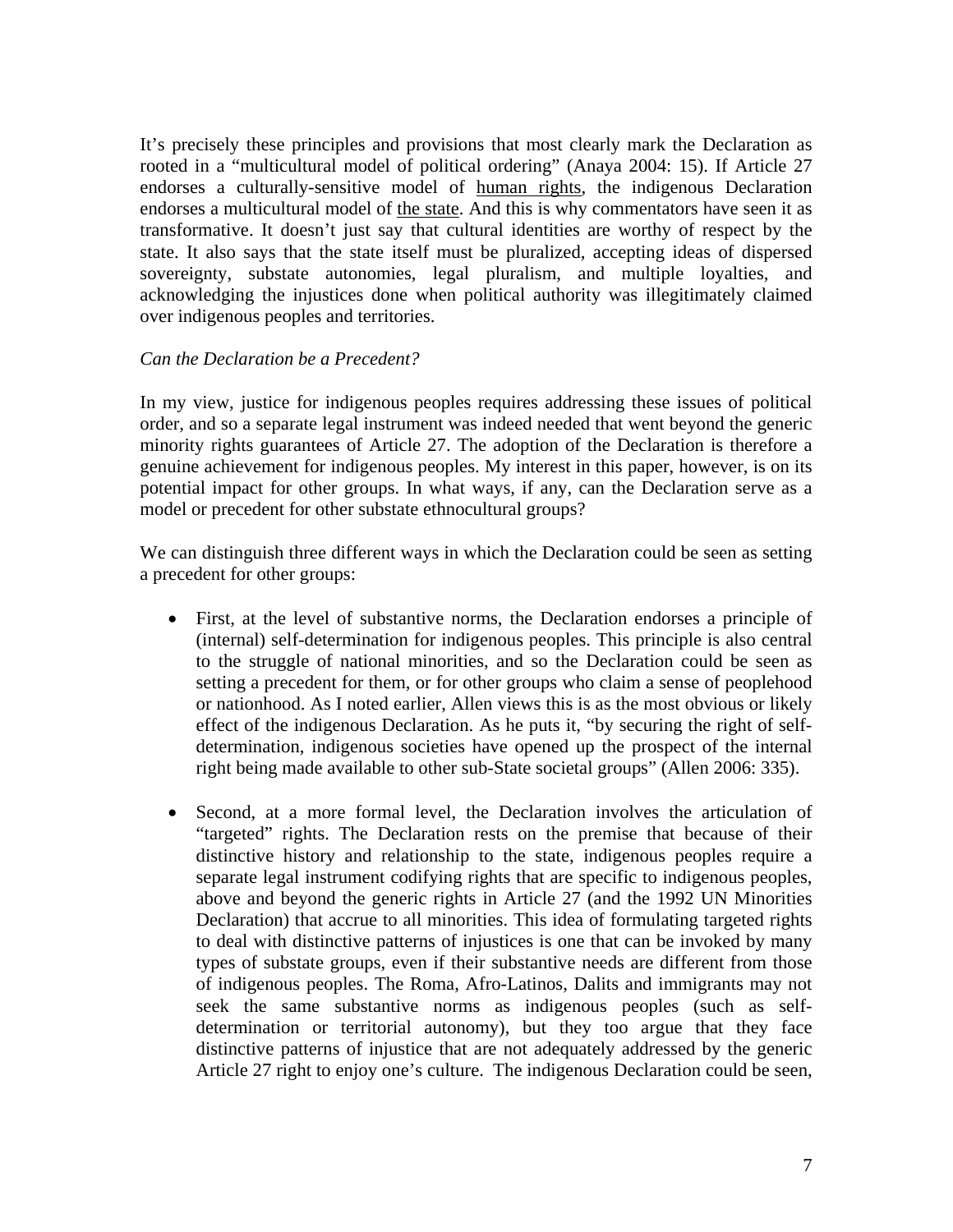It's precisely these principles and provisions that most clearly mark the Declaration as rooted in a "multicultural model of political ordering" (Anaya 2004: 15). If Article 27 endorses a culturally-sensitive model of human rights, the indigenous Declaration endorses a multicultural model of the state. And this is why commentators have seen it as transformative. It doesn't just say that cultural identities are worthy of respect by the state. It also says that the state itself must be pluralized, accepting ideas of dispersed sovereignty, substate autonomies, legal pluralism, and multiple loyalties, and acknowledging the injustices done when political authority was illegitimately claimed over indigenous peoples and territories.

*Can the Declaration be a Precedent?*

In my view, justice for indigenous peoples requires addressing these issues of political order, and so a separate legal instrument was indeed needed that went beyond the generic minority rights guarantees of Article 27. The adoption of the Declaration is therefore a genuine achievement for indigenous peoples. My interest in this paper, however, is on its potential impact for other groups. In what ways, if any, can the Declaration serve as a model or precedent for other substate ethnocultural groups?

We can distinguish three different ways in which the Declaration could be seen as setting a precedent for other groups:

- First, at the level of substantive norms, the Declaration endorses a principle of (internal) self-determination for indigenous peoples. This principle is also central to the struggle of national minorities, and so the Declaration could be seen as setting a precedent for them, or for other groups who claim a sense of peoplehood or nationhood. As I noted earlier, Allen views this is as the most obvious or likely effect of the indigenous Declaration. As he puts it, "by securing the right of self-determination, indigenous societies have opened up the prospect of the internal right being made available to other sub-State societal groups" (Allen 2006: 335).

- Second, at a more formal level, the Declaration involves the articulation of "targeted" rights. The Declaration rests on the premise that because of their distinctive history and relationship to the state, indigenous peoples require a separate legal instrument codifying rights that are specific to indigenous peoples, above and beyond the generic rights in Article 27 (and the 1992 UN Minorities Declaration) that accrue to all minorities. This idea of formulating targeted rights to deal with distinctive patterns of injustices is one that can be invoked by many types of substate groups, even if their substantive needs are different from those of indigenous peoples. The Roma, Afro-Latinos, Dalits and immigrants may not seek the same substantive norms as indigenous peoples (such as self-determination or territorial autonomy), but they too argue that they face distinctive patterns of injustice that are not adequately addressed by the generic Article 27 right to enjoy one's culture. The indigenous Declaration could be seen,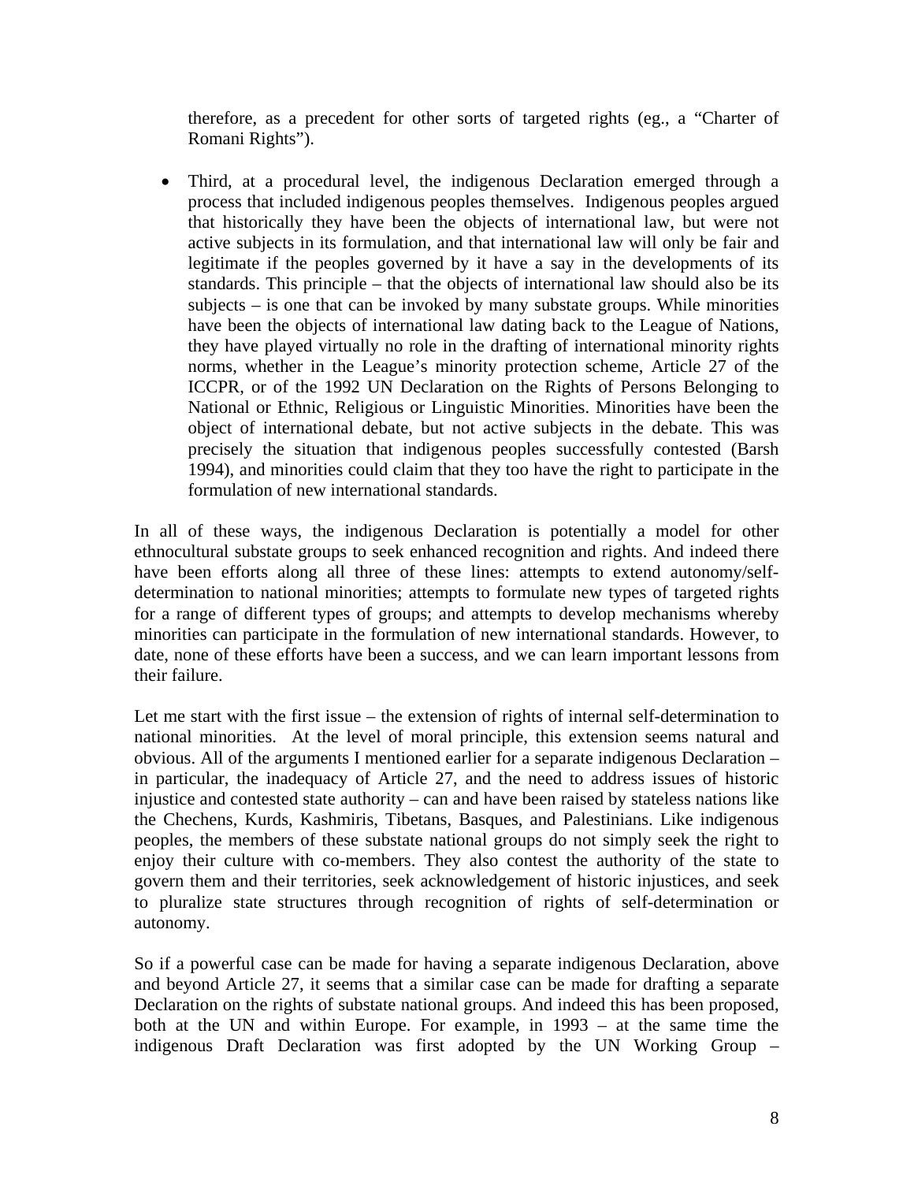therefore, as a precedent for other sorts of targeted rights (eg., a "Charter of Romani Rights").

- Third, at a procedural level, the indigenous Declaration emerged through a process that included indigenous peoples themselves. Indigenous peoples argued that historically they have been the objects of international law, but were not active subjects in its formulation, and that international law will only be fair and legitimate if the peoples governed by it have a say in the developments of its standards. This principle – that the objects of international law should also be its subjects – is one that can be invoked by many substate groups. While minorities have been the objects of international law dating back to the League of Nations, they have played virtually no role in the drafting of international minority rights norms, whether in the League's minority protection scheme, Article 27 of the ICCPR, or of the 1992 UN Declaration on the Rights of Persons Belonging to National or Ethnic, Religious or Linguistic Minorities. Minorities have been the object of international debate, but not active subjects in the debate. This was precisely the situation that indigenous peoples successfully contested (Barsh 1994), and minorities could claim that they too have the right to participate in the formulation of new international standards.

In all of these ways, the indigenous Declaration is potentially a model for other ethnocultural substate groups to seek enhanced recognition and rights. And indeed there have been efforts along all three of these lines: attempts to extend autonomy/self-determination to national minorities; attempts to formulate new types of targeted rights for a range of different types of groups; and attempts to develop mechanisms whereby minorities can participate in the formulation of new international standards. However, to date, none of these efforts have been a success, and we can learn important lessons from their failure.

Let me start with the first issue – the extension of rights of internal self-determination to national minorities. At the level of moral principle, this extension seems natural and obvious. All of the arguments I mentioned earlier for a separate indigenous Declaration – in particular, the inadequacy of Article 27, and the need to address issues of historic injustice and contested state authority – can and have been raised by stateless nations like the Chechens, Kurds, Kashmiris, Tibetans, Basques, and Palestinians. Like indigenous peoples, the members of these substate national groups do not simply seek the right to enjoy their culture with co-members. They also contest the authority of the state to govern them and their territories, seek acknowledgement of historic injustices, and seek to pluralize state structures through recognition of rights of self-determination or autonomy.

So if a powerful case can be made for having a separate indigenous Declaration, above and beyond Article 27, it seems that a similar case can be made for drafting a separate Declaration on the rights of substate national groups. And indeed this has been proposed, both at the UN and within Europe. For example, in 1993 – at the same time the indigenous Draft Declaration was first adopted by the UN Working Group –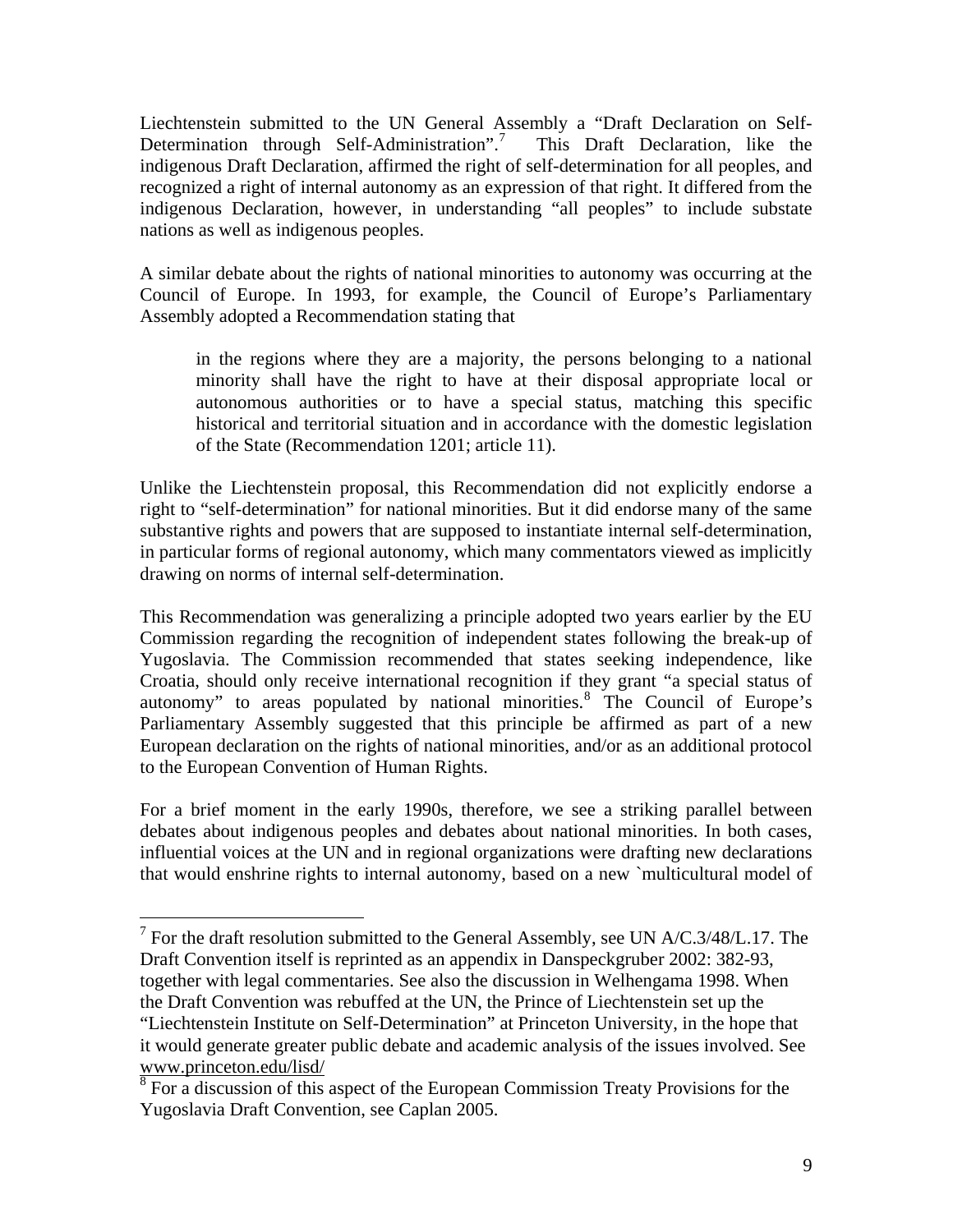Liechtenstein submitted to the UN General Assembly a "Draft Declaration on Self-Determination through Self-Administration".[7] This Draft Declaration, like the indigenous Draft Declaration, affirmed the right of self-determination for all peoples, and recognized a right of internal autonomy as an expression of that right. It differed from the indigenous Declaration, however, in understanding "all peoples" to include substate nations as well as indigenous peoples.

A similar debate about the rights of national minorities to autonomy was occurring at the Council of Europe. In 1993, for example, the Council of Europe's Parliamentary Assembly adopted a Recommendation stating that

> in the regions where they are a majority, the persons belonging to a national minority shall have the right to have at their disposal appropriate local or autonomous authorities or to have a special status, matching this specific historical and territorial situation and in accordance with the domestic legislation of the State (Recommendation 1201; article 11).

Unlike the Liechtenstein proposal, this Recommendation did not explicitly endorse a right to "self-determination" for national minorities. But it did endorse many of the same substantive rights and powers that are supposed to instantiate internal self-determination, in particular forms of regional autonomy, which many commentators viewed as implicitly drawing on norms of internal self-determination.

This Recommendation was generalizing a principle adopted two years earlier by the EU Commission regarding the recognition of independent states following the break-up of Yugoslavia. The Commission recommended that states seeking independence, like Croatia, should only receive international recognition if they grant "a special status of autonomy" to areas populated by national minorities.[8] The Council of Europe's Parliamentary Assembly suggested that this principle be affirmed as part of a new European declaration on the rights of national minorities, and/or as an additional protocol to the European Convention of Human Rights.

For a brief moment in the early 1990s, therefore, we see a striking parallel between debates about indigenous peoples and debates about national minorities. In both cases, influential voices at the UN and in regional organizations were drafting new declarations that would enshrine rights to internal autonomy, based on a new `multicultural model of

---

[7] For the draft resolution submitted to the General Assembly, see UN A/C.3/48/L.17. The Draft Convention itself is reprinted as an appendix in Danspeckgruber 2002: 382-93, together with legal commentaries. See also the discussion in Welhengama 1998. When the Draft Convention was rebuffed at the UN, the Prince of Liechtenstein set up the "Liechtenstein Institute on Self-Determination" at Princeton University, in the hope that it would generate greater public debate and academic analysis of the issues involved. See www.princeton.edu/lisd/

[8] For a discussion of this aspect of the European Commission Treaty Provisions for the Yugoslavia Draft Convention, see Caplan 2005.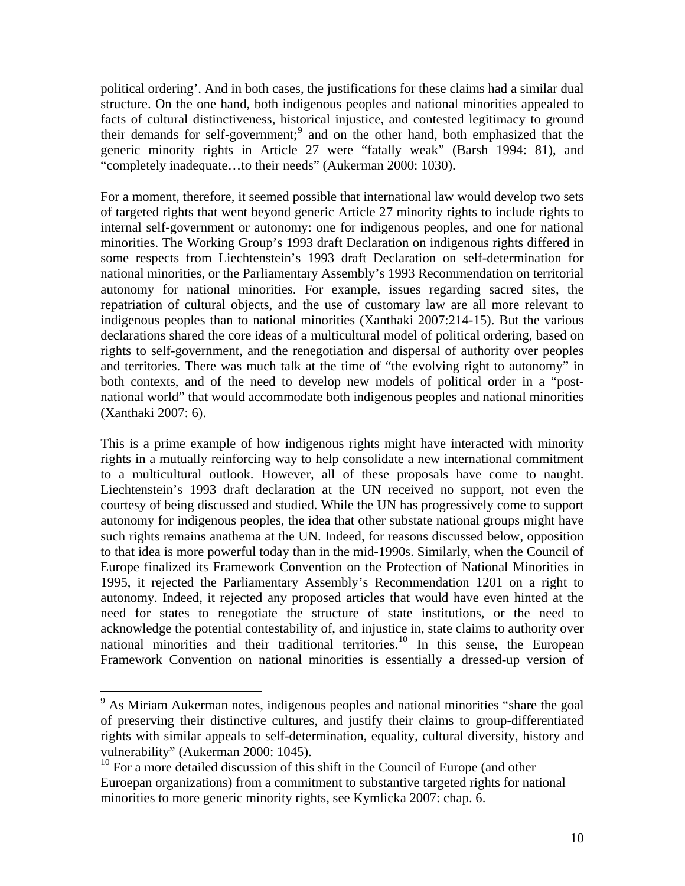political ordering'. And in both cases, the justifications for these claims had a similar dual structure. On the one hand, both indigenous peoples and national minorities appealed to facts of cultural distinctiveness, historical injustice, and contested legitimacy to ground their demands for self-government;[9] and on the other hand, both emphasized that the generic minority rights in Article 27 were "fatally weak" (Barsh 1994: 81), and "completely inadequate…to their needs" (Aukerman 2000: 1030).

For a moment, therefore, it seemed possible that international law would develop two sets of targeted rights that went beyond generic Article 27 minority rights to include rights to internal self-government or autonomy: one for indigenous peoples, and one for national minorities. The Working Group's 1993 draft Declaration on indigenous rights differed in some respects from Liechtenstein's 1993 draft Declaration on self-determination for national minorities, or the Parliamentary Assembly's 1993 Recommendation on territorial autonomy for national minorities. For example, issues regarding sacred sites, the repatriation of cultural objects, and the use of customary law are all more relevant to indigenous peoples than to national minorities (Xanthaki 2007:214-15). But the various declarations shared the core ideas of a multicultural model of political ordering, based on rights to self-government, and the renegotiation and dispersal of authority over peoples and territories. There was much talk at the time of "the evolving right to autonomy" in both contexts, and of the need to develop new models of political order in a "post-national world" that would accommodate both indigenous peoples and national minorities (Xanthaki 2007: 6).

This is a prime example of how indigenous rights might have interacted with minority rights in a mutually reinforcing way to help consolidate a new international commitment to a multicultural outlook. However, all of these proposals have come to naught. Liechtenstein's 1993 draft declaration at the UN received no support, not even the courtesy of being discussed and studied. While the UN has progressively come to support autonomy for indigenous peoples, the idea that other substate national groups might have such rights remains anathema at the UN. Indeed, for reasons discussed below, opposition to that idea is more powerful today than in the mid-1990s. Similarly, when the Council of Europe finalized its Framework Convention on the Protection of National Minorities in 1995, it rejected the Parliamentary Assembly's Recommendation 1201 on a right to autonomy. Indeed, it rejected any proposed articles that would have even hinted at the need for states to renegotiate the structure of state institutions, or the need to acknowledge the potential contestability of, and injustice in, state claims to authority over national minorities and their traditional territories.[10] In this sense, the European Framework Convention on national minorities is essentially a dressed-up version of

---

[9] As Miriam Aukerman notes, indigenous peoples and national minorities "share the goal of preserving their distinctive cultures, and justify their claims to group-differentiated rights with similar appeals to self-determination, equality, cultural diversity, history and vulnerability" (Aukerman 2000: 1045).

[10] For a more detailed discussion of this shift in the Council of Europe (and other Euroepan organizations) from a commitment to substantive targeted rights for national minorities to more generic minority rights, see Kymlicka 2007: chap. 6.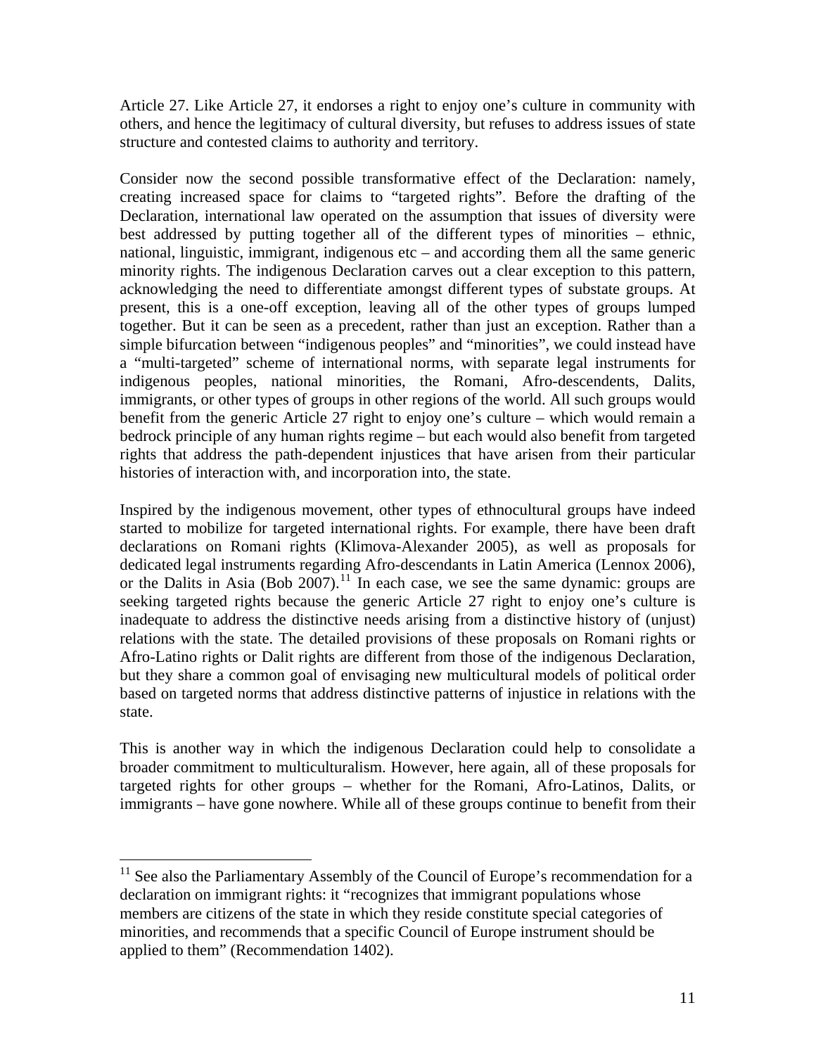Article 27. Like Article 27, it endorses a right to enjoy one's culture in community with others, and hence the legitimacy of cultural diversity, but refuses to address issues of state structure and contested claims to authority and territory.

Consider now the second possible transformative effect of the Declaration: namely, creating increased space for claims to "targeted rights". Before the drafting of the Declaration, international law operated on the assumption that issues of diversity were best addressed by putting together all of the different types of minorities – ethnic, national, linguistic, immigrant, indigenous etc – and according them all the same generic minority rights. The indigenous Declaration carves out a clear exception to this pattern, acknowledging the need to differentiate amongst different types of substate groups. At present, this is a one-off exception, leaving all of the other types of groups lumped together. But it can be seen as a precedent, rather than just an exception. Rather than a simple bifurcation between "indigenous peoples" and "minorities", we could instead have a "multi-targeted" scheme of international norms, with separate legal instruments for indigenous peoples, national minorities, the Romani, Afro-descendents, Dalits, immigrants, or other types of groups in other regions of the world. All such groups would benefit from the generic Article 27 right to enjoy one's culture – which would remain a bedrock principle of any human rights regime – but each would also benefit from targeted rights that address the path-dependent injustices that have arisen from their particular histories of interaction with, and incorporation into, the state.

Inspired by the indigenous movement, other types of ethnocultural groups have indeed started to mobilize for targeted international rights. For example, there have been draft declarations on Romani rights (Klimova-Alexander 2005), as well as proposals for dedicated legal instruments regarding Afro-descendants in Latin America (Lennox 2006), or the Dalits in Asia (Bob 2007).[11] In each case, we see the same dynamic: groups are seeking targeted rights because the generic Article 27 right to enjoy one's culture is inadequate to address the distinctive needs arising from a distinctive history of (unjust) relations with the state. The detailed provisions of these proposals on Romani rights or Afro-Latino rights or Dalit rights are different from those of the indigenous Declaration, but they share a common goal of envisaging new multicultural models of political order based on targeted norms that address distinctive patterns of injustice in relations with the state.

This is another way in which the indigenous Declaration could help to consolidate a broader commitment to multiculturalism. However, here again, all of these proposals for targeted rights for other groups – whether for the Romani, Afro-Latinos, Dalits, or immigrants – have gone nowhere. While all of these groups continue to benefit from their

[11] See also the Parliamentary Assembly of the Council of Europe's recommendation for a declaration on immigrant rights: it "recognizes that immigrant populations whose members are citizens of the state in which they reside constitute special categories of minorities, and recommends that a specific Council of Europe instrument should be applied to them" (Recommendation 1402).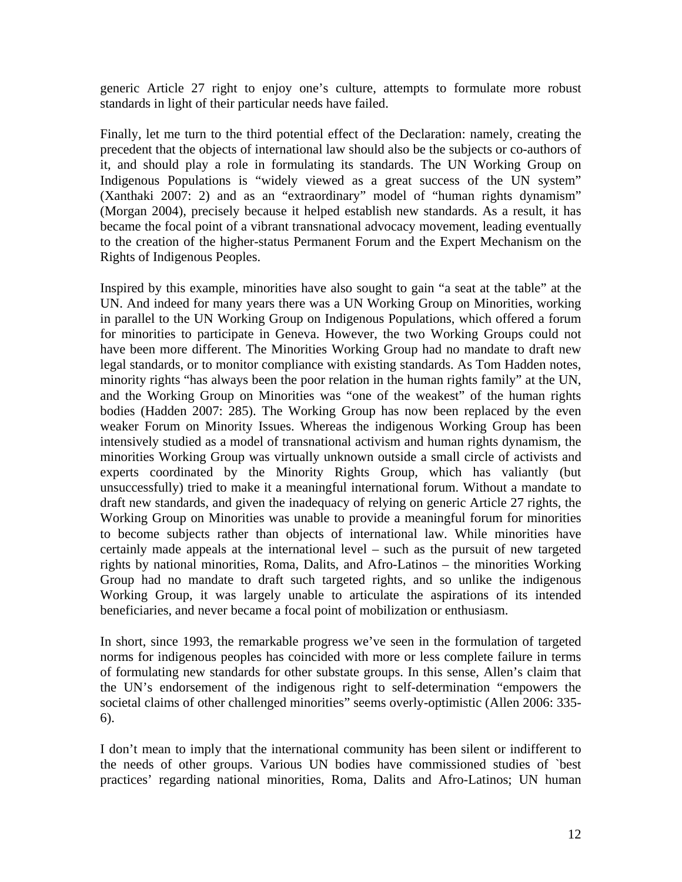generic Article 27 right to enjoy one's culture, attempts to formulate more robust standards in light of their particular needs have failed.

Finally, let me turn to the third potential effect of the Declaration: namely, creating the precedent that the objects of international law should also be the subjects or co-authors of it, and should play a role in formulating its standards. The UN Working Group on Indigenous Populations is "widely viewed as a great success of the UN system" (Xanthaki 2007: 2) and as an "extraordinary" model of "human rights dynamism" (Morgan 2004), precisely because it helped establish new standards. As a result, it has became the focal point of a vibrant transnational advocacy movement, leading eventually to the creation of the higher-status Permanent Forum and the Expert Mechanism on the Rights of Indigenous Peoples.

Inspired by this example, minorities have also sought to gain "a seat at the table" at the UN. And indeed for many years there was a UN Working Group on Minorities, working in parallel to the UN Working Group on Indigenous Populations, which offered a forum for minorities to participate in Geneva. However, the two Working Groups could not have been more different. The Minorities Working Group had no mandate to draft new legal standards, or to monitor compliance with existing standards. As Tom Hadden notes, minority rights "has always been the poor relation in the human rights family" at the UN, and the Working Group on Minorities was "one of the weakest" of the human rights bodies (Hadden 2007: 285). The Working Group has now been replaced by the even weaker Forum on Minority Issues. Whereas the indigenous Working Group has been intensively studied as a model of transnational activism and human rights dynamism, the minorities Working Group was virtually unknown outside a small circle of activists and experts coordinated by the Minority Rights Group, which has valiantly (but unsuccessfully) tried to make it a meaningful international forum. Without a mandate to draft new standards, and given the inadequacy of relying on generic Article 27 rights, the Working Group on Minorities was unable to provide a meaningful forum for minorities to become subjects rather than objects of international law. While minorities have certainly made appeals at the international level – such as the pursuit of new targeted rights by national minorities, Roma, Dalits, and Afro-Latinos – the minorities Working Group had no mandate to draft such targeted rights, and so unlike the indigenous Working Group, it was largely unable to articulate the aspirations of its intended beneficiaries, and never became a focal point of mobilization or enthusiasm.

In short, since 1993, the remarkable progress we've seen in the formulation of targeted norms for indigenous peoples has coincided with more or less complete failure in terms of formulating new standards for other substate groups. In this sense, Allen's claim that the UN's endorsement of the indigenous right to self-determination "empowers the societal claims of other challenged minorities" seems overly-optimistic (Allen 2006: 335-6).

I don't mean to imply that the international community has been silent or indifferent to the needs of other groups. Various UN bodies have commissioned studies of `best practices' regarding national minorities, Roma, Dalits and Afro-Latinos; UN human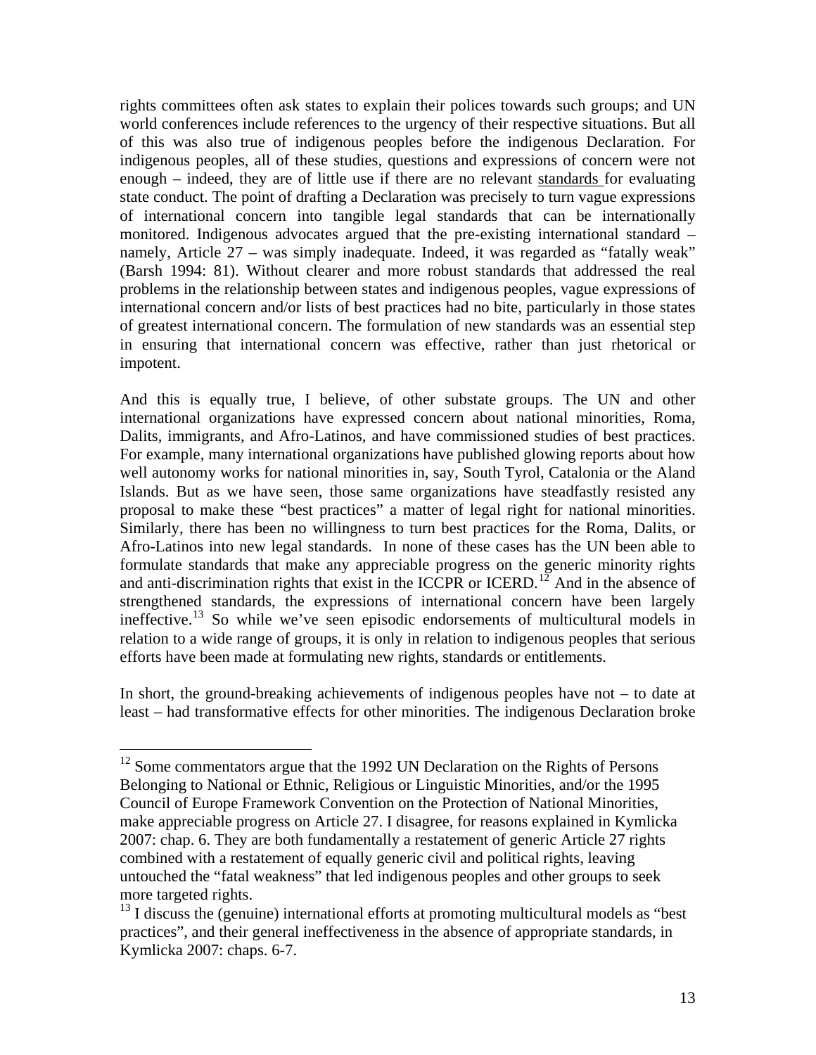rights committees often ask states to explain their polices towards such groups; and UN world conferences include references to the urgency of their respective situations. But all of this was also true of indigenous peoples before the indigenous Declaration. For indigenous peoples, all of these studies, questions and expressions of concern were not enough – indeed, they are of little use if there are no relevant standards for evaluating state conduct. The point of drafting a Declaration was precisely to turn vague expressions of international concern into tangible legal standards that can be internationally monitored. Indigenous advocates argued that the pre-existing international standard – namely, Article 27 – was simply inadequate. Indeed, it was regarded as "fatally weak" (Barsh 1994: 81). Without clearer and more robust standards that addressed the real problems in the relationship between states and indigenous peoples, vague expressions of international concern and/or lists of best practices had no bite, particularly in those states of greatest international concern. The formulation of new standards was an essential step in ensuring that international concern was effective, rather than just rhetorical or impotent.

And this is equally true, I believe, of other substate groups. The UN and other international organizations have expressed concern about national minorities, Roma, Dalits, immigrants, and Afro-Latinos, and have commissioned studies of best practices. For example, many international organizations have published glowing reports about how well autonomy works for national minorities in, say, South Tyrol, Catalonia or the Aland Islands. But as we have seen, those same organizations have steadfastly resisted any proposal to make these "best practices" a matter of legal right for national minorities. Similarly, there has been no willingness to turn best practices for the Roma, Dalits, or Afro-Latinos into new legal standards. In none of these cases has the UN been able to formulate standards that make any appreciable progress on the generic minority rights and anti-discrimination rights that exist in the ICCPR or ICERD.[12] And in the absence of strengthened standards, the expressions of international concern have been largely ineffective.[13] So while we've seen episodic endorsements of multicultural models in relation to a wide range of groups, it is only in relation to indigenous peoples that serious efforts have been made at formulating new rights, standards or entitlements.

In short, the ground-breaking achievements of indigenous peoples have not – to date at least – had transformative effects for other minorities. The indigenous Declaration broke

---

[12] Some commentators argue that the 1992 UN Declaration on the Rights of Persons Belonging to National or Ethnic, Religious or Linguistic Minorities, and/or the 1995 Council of Europe Framework Convention on the Protection of National Minorities, make appreciable progress on Article 27. I disagree, for reasons explained in Kymlicka 2007: chap. 6. They are both fundamentally a restatement of generic Article 27 rights combined with a restatement of equally generic civil and political rights, leaving untouched the "fatal weakness" that led indigenous peoples and other groups to seek more targeted rights.

[13] I discuss the (genuine) international efforts at promoting multicultural models as "best practices", and their general ineffectiveness in the absence of appropriate standards, in Kymlicka 2007: chaps. 6-7.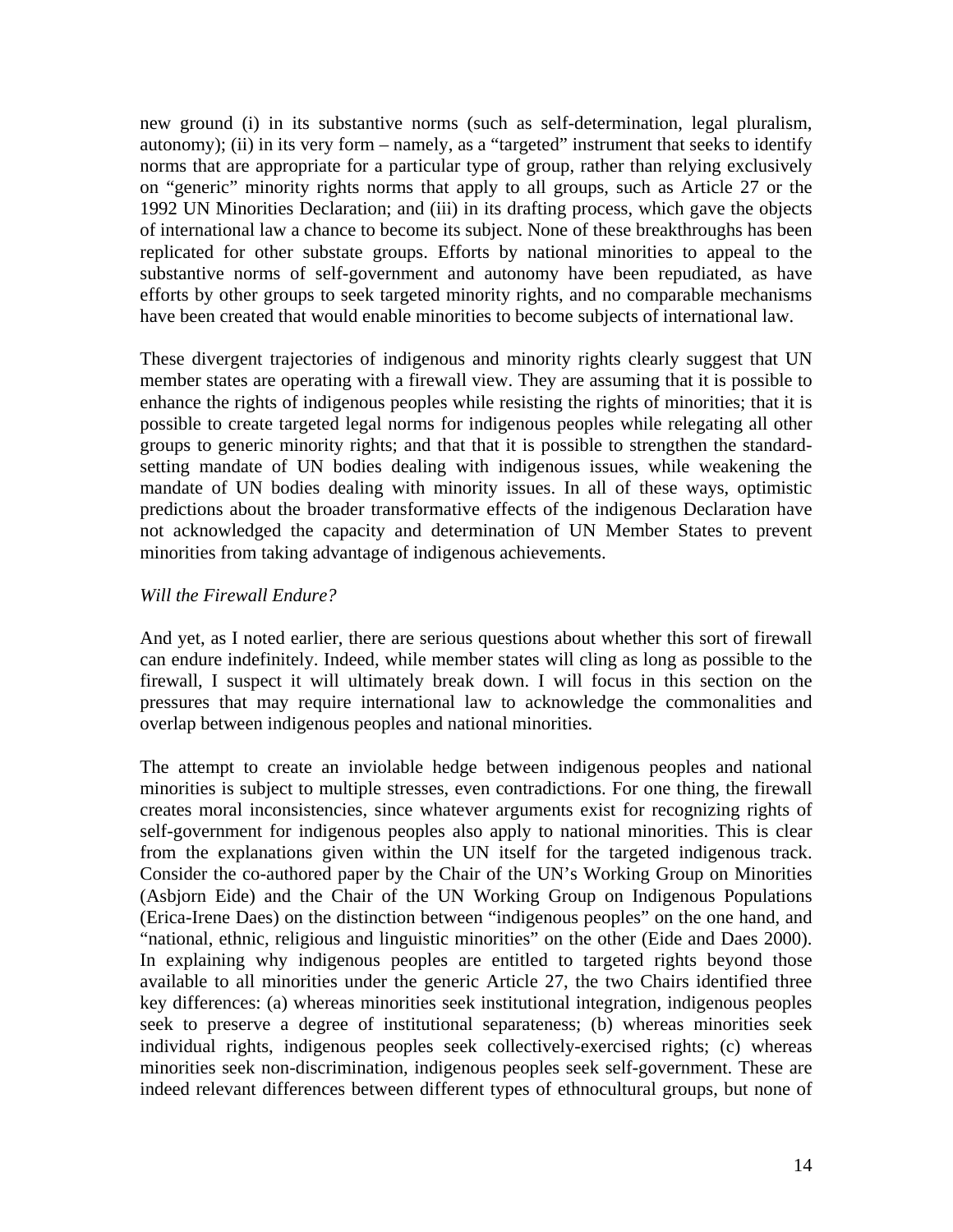new ground (i) in its substantive norms (such as self-determination, legal pluralism, autonomy); (ii) in its very form – namely, as a "targeted" instrument that seeks to identify norms that are appropriate for a particular type of group, rather than relying exclusively on "generic" minority rights norms that apply to all groups, such as Article 27 or the 1992 UN Minorities Declaration; and (iii) in its drafting process, which gave the objects of international law a chance to become its subject. None of these breakthroughs has been replicated for other substate groups. Efforts by national minorities to appeal to the substantive norms of self-government and autonomy have been repudiated, as have efforts by other groups to seek targeted minority rights, and no comparable mechanisms have been created that would enable minorities to become subjects of international law.

These divergent trajectories of indigenous and minority rights clearly suggest that UN member states are operating with a firewall view. They are assuming that it is possible to enhance the rights of indigenous peoples while resisting the rights of minorities; that it is possible to create targeted legal norms for indigenous peoples while relegating all other groups to generic minority rights; and that that it is possible to strengthen the standard-setting mandate of UN bodies dealing with indigenous issues, while weakening the mandate of UN bodies dealing with minority issues. In all of these ways, optimistic predictions about the broader transformative effects of the indigenous Declaration have not acknowledged the capacity and determination of UN Member States to prevent minorities from taking advantage of indigenous achievements.

*Will the Firewall Endure?*

And yet, as I noted earlier, there are serious questions about whether this sort of firewall can endure indefinitely. Indeed, while member states will cling as long as possible to the firewall, I suspect it will ultimately break down. I will focus in this section on the pressures that may require international law to acknowledge the commonalities and overlap between indigenous peoples and national minorities.

The attempt to create an inviolable hedge between indigenous peoples and national minorities is subject to multiple stresses, even contradictions. For one thing, the firewall creates moral inconsistencies, since whatever arguments exist for recognizing rights of self-government for indigenous peoples also apply to national minorities. This is clear from the explanations given within the UN itself for the targeted indigenous track. Consider the co-authored paper by the Chair of the UN's Working Group on Minorities (Asbjorn Eide) and the Chair of the UN Working Group on Indigenous Populations (Erica-Irene Daes) on the distinction between "indigenous peoples" on the one hand, and "national, ethnic, religious and linguistic minorities" on the other (Eide and Daes 2000). In explaining why indigenous peoples are entitled to targeted rights beyond those available to all minorities under the generic Article 27, the two Chairs identified three key differences: (a) whereas minorities seek institutional integration, indigenous peoples seek to preserve a degree of institutional separateness; (b) whereas minorities seek individual rights, indigenous peoples seek collectively-exercised rights; (c) whereas minorities seek non-discrimination, indigenous peoples seek self-government. These are indeed relevant differences between different types of ethnocultural groups, but none of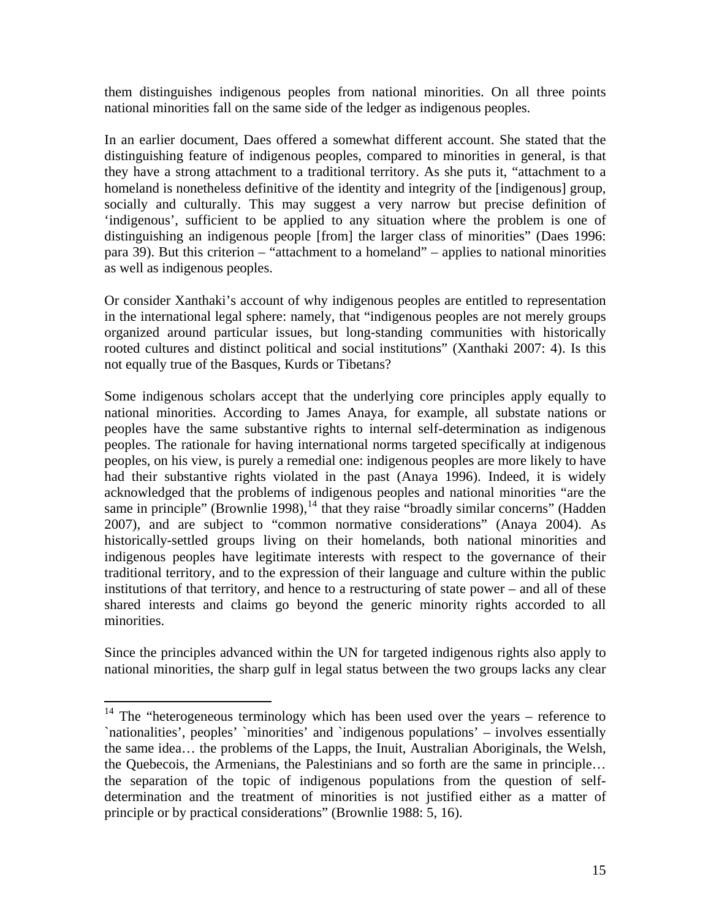them distinguishes indigenous peoples from national minorities. On all three points national minorities fall on the same side of the ledger as indigenous peoples.

In an earlier document, Daes offered a somewhat different account. She stated that the distinguishing feature of indigenous peoples, compared to minorities in general, is that they have a strong attachment to a traditional territory. As she puts it, "attachment to a homeland is nonetheless definitive of the identity and integrity of the [indigenous] group, socially and culturally. This may suggest a very narrow but precise definition of 'indigenous', sufficient to be applied to any situation where the problem is one of distinguishing an indigenous people [from] the larger class of minorities" (Daes 1996: para 39). But this criterion – "attachment to a homeland" – applies to national minorities as well as indigenous peoples.

Or consider Xanthaki's account of why indigenous peoples are entitled to representation in the international legal sphere: namely, that "indigenous peoples are not merely groups organized around particular issues, but long-standing communities with historically rooted cultures and distinct political and social institutions" (Xanthaki 2007: 4). Is this not equally true of the Basques, Kurds or Tibetans?

Some indigenous scholars accept that the underlying core principles apply equally to national minorities. According to James Anaya, for example, all substate nations or peoples have the same substantive rights to internal self-determination as indigenous peoples. The rationale for having international norms targeted specifically at indigenous peoples, on his view, is purely a remedial one: indigenous peoples are more likely to have had their substantive rights violated in the past (Anaya 1996). Indeed, it is widely acknowledged that the problems of indigenous peoples and national minorities "are the same in principle" (Brownlie 1998),[14] that they raise "broadly similar concerns" (Hadden 2007), and are subject to "common normative considerations" (Anaya 2004). As historically-settled groups living on their homelands, both national minorities and indigenous peoples have legitimate interests with respect to the governance of their traditional territory, and to the expression of their language and culture within the public institutions of that territory, and hence to a restructuring of state power – and all of these shared interests and claims go beyond the generic minority rights accorded to all minorities.

Since the principles advanced within the UN for targeted indigenous rights also apply to national minorities, the sharp gulf in legal status between the two groups lacks any clear

[14] The "heterogeneous terminology which has been used over the years – reference to `nationalities', peoples' `minorities' and `indigenous populations' – involves essentially the same idea… the problems of the Lapps, the Inuit, Australian Aboriginals, the Welsh, the Quebecois, the Armenians, the Palestinians and so forth are the same in principle… the separation of the topic of indigenous populations from the question of self-determination and the treatment of minorities is not justified either as a matter of principle or by practical considerations" (Brownlie 1988: 5, 16).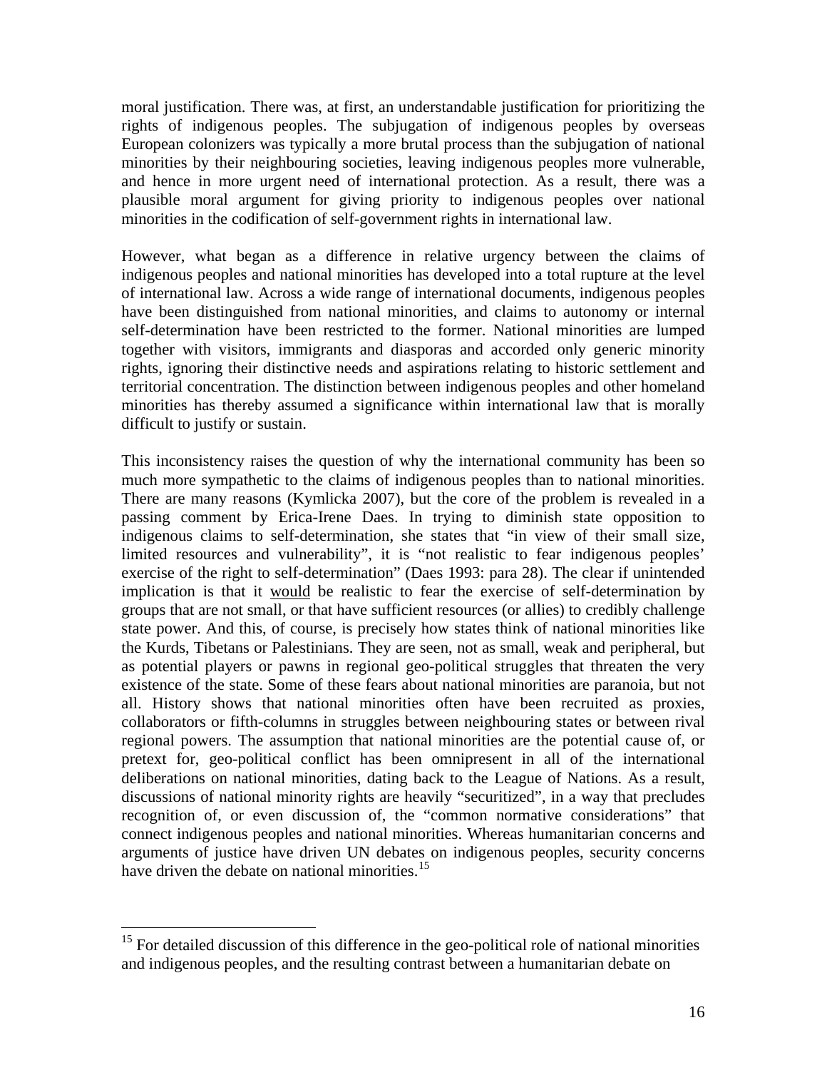moral justification. There was, at first, an understandable justification for prioritizing the rights of indigenous peoples. The subjugation of indigenous peoples by overseas European colonizers was typically a more brutal process than the subjugation of national minorities by their neighbouring societies, leaving indigenous peoples more vulnerable, and hence in more urgent need of international protection. As a result, there was a plausible moral argument for giving priority to indigenous peoples over national minorities in the codification of self-government rights in international law.

However, what began as a difference in relative urgency between the claims of indigenous peoples and national minorities has developed into a total rupture at the level of international law. Across a wide range of international documents, indigenous peoples have been distinguished from national minorities, and claims to autonomy or internal self-determination have been restricted to the former. National minorities are lumped together with visitors, immigrants and diasporas and accorded only generic minority rights, ignoring their distinctive needs and aspirations relating to historic settlement and territorial concentration. The distinction between indigenous peoples and other homeland minorities has thereby assumed a significance within international law that is morally difficult to justify or sustain.

This inconsistency raises the question of why the international community has been so much more sympathetic to the claims of indigenous peoples than to national minorities. There are many reasons (Kymlicka 2007), but the core of the problem is revealed in a passing comment by Erica-Irene Daes. In trying to diminish state opposition to indigenous claims to self-determination, she states that "in view of their small size, limited resources and vulnerability", it is "not realistic to fear indigenous peoples' exercise of the right to self-determination" (Daes 1993: para 28). The clear if unintended implication is that it <u>would</u> be realistic to fear the exercise of self-determination by groups that are not small, or that have sufficient resources (or allies) to credibly challenge state power. And this, of course, is precisely how states think of national minorities like the Kurds, Tibetans or Palestinians. They are seen, not as small, weak and peripheral, but as potential players or pawns in regional geo-political struggles that threaten the very existence of the state. Some of these fears about national minorities are paranoia, but not all. History shows that national minorities often have been recruited as proxies, collaborators or fifth-columns in struggles between neighbouring states or between rival regional powers. The assumption that national minorities are the potential cause of, or pretext for, geo-political conflict has been omnipresent in all of the international deliberations on national minorities, dating back to the League of Nations. As a result, discussions of national minority rights are heavily "securitized", in a way that precludes recognition of, or even discussion of, the "common normative considerations" that connect indigenous peoples and national minorities. Whereas humanitarian concerns and arguments of justice have driven UN debates on indigenous peoples, security concerns have driven the debate on national minorities.[15]

---

[15] For detailed discussion of this difference in the geo-political role of national minorities and indigenous peoples, and the resulting contrast between a humanitarian debate on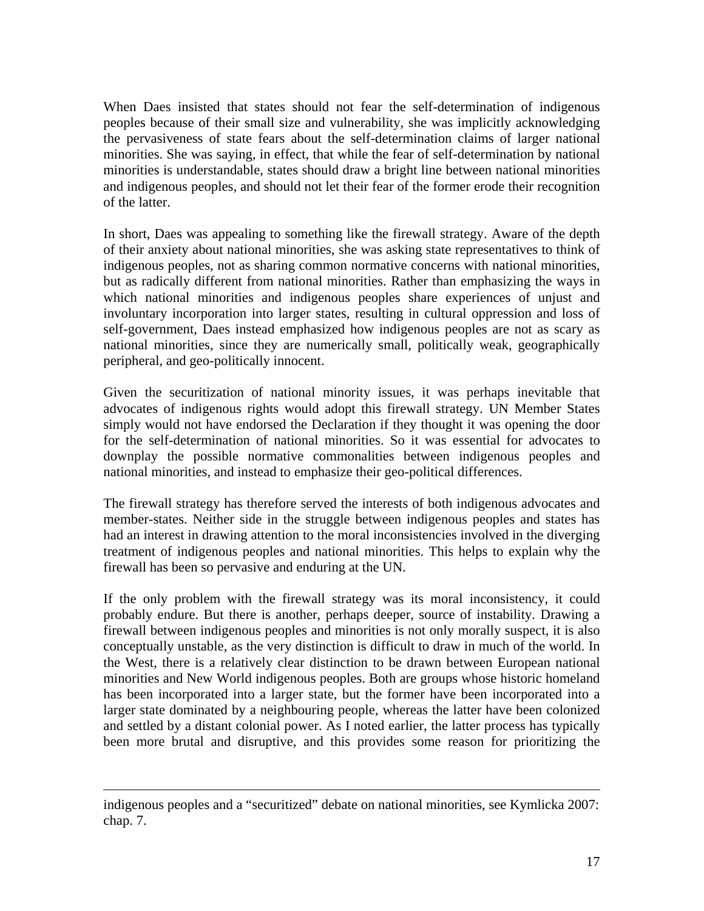When Daes insisted that states should not fear the self-determination of indigenous peoples because of their small size and vulnerability, she was implicitly acknowledging the pervasiveness of state fears about the self-determination claims of larger national minorities. She was saying, in effect, that while the fear of self-determination by national minorities is understandable, states should draw a bright line between national minorities and indigenous peoples, and should not let their fear of the former erode their recognition of the latter.

In short, Daes was appealing to something like the firewall strategy. Aware of the depth of their anxiety about national minorities, she was asking state representatives to think of indigenous peoples, not as sharing common normative concerns with national minorities, but as radically different from national minorities. Rather than emphasizing the ways in which national minorities and indigenous peoples share experiences of unjust and involuntary incorporation into larger states, resulting in cultural oppression and loss of self-government, Daes instead emphasized how indigenous peoples are not as scary as national minorities, since they are numerically small, politically weak, geographically peripheral, and geo-politically innocent.

Given the securitization of national minority issues, it was perhaps inevitable that advocates of indigenous rights would adopt this firewall strategy. UN Member States simply would not have endorsed the Declaration if they thought it was opening the door for the self-determination of national minorities. So it was essential for advocates to downplay the possible normative commonalities between indigenous peoples and national minorities, and instead to emphasize their geo-political differences.

The firewall strategy has therefore served the interests of both indigenous advocates and member-states. Neither side in the struggle between indigenous peoples and states has had an interest in drawing attention to the moral inconsistencies involved in the diverging treatment of indigenous peoples and national minorities. This helps to explain why the firewall has been so pervasive and enduring at the UN.

If the only problem with the firewall strategy was its moral inconsistency, it could probably endure. But there is another, perhaps deeper, source of instability. Drawing a firewall between indigenous peoples and minorities is not only morally suspect, it is also conceptually unstable, as the very distinction is difficult to draw in much of the world. In the West, there is a relatively clear distinction to be drawn between European national minorities and New World indigenous peoples. Both are groups whose historic homeland has been incorporated into a larger state, but the former have been incorporated into a larger state dominated by a neighbouring people, whereas the latter have been colonized and settled by a distant colonial power. As I noted earlier, the latter process has typically been more brutal and disruptive, and this provides some reason for prioritizing the

---

indigenous peoples and a "securitized" debate on national minorities, see Kymlicka 2007: chap. 7.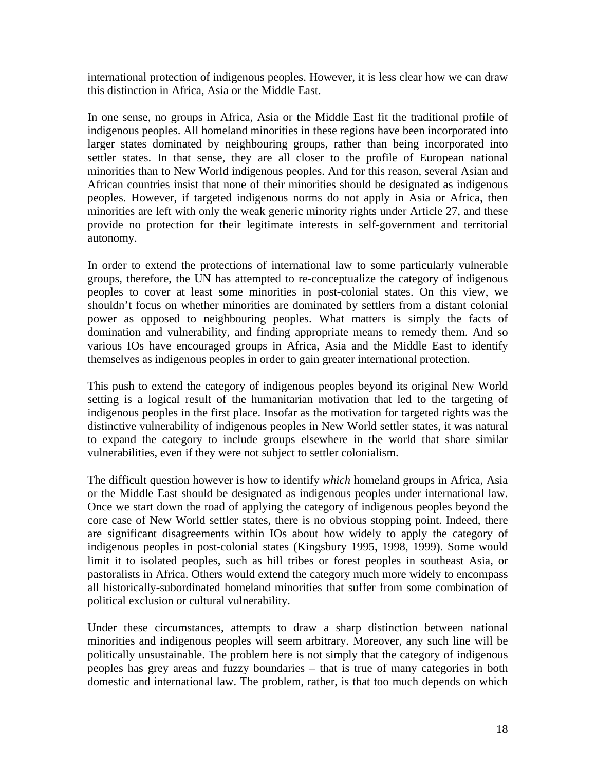international protection of indigenous peoples. However, it is less clear how we can draw this distinction in Africa, Asia or the Middle East.

In one sense, no groups in Africa, Asia or the Middle East fit the traditional profile of indigenous peoples. All homeland minorities in these regions have been incorporated into larger states dominated by neighbouring groups, rather than being incorporated into settler states. In that sense, they are all closer to the profile of European national minorities than to New World indigenous peoples. And for this reason, several Asian and African countries insist that none of their minorities should be designated as indigenous peoples. However, if targeted indigenous norms do not apply in Asia or Africa, then minorities are left with only the weak generic minority rights under Article 27, and these provide no protection for their legitimate interests in self-government and territorial autonomy.

In order to extend the protections of international law to some particularly vulnerable groups, therefore, the UN has attempted to re-conceptualize the category of indigenous peoples to cover at least some minorities in post-colonial states. On this view, we shouldn't focus on whether minorities are dominated by settlers from a distant colonial power as opposed to neighbouring peoples. What matters is simply the facts of domination and vulnerability, and finding appropriate means to remedy them. And so various IOs have encouraged groups in Africa, Asia and the Middle East to identify themselves as indigenous peoples in order to gain greater international protection.

This push to extend the category of indigenous peoples beyond its original New World setting is a logical result of the humanitarian motivation that led to the targeting of indigenous peoples in the first place. Insofar as the motivation for targeted rights was the distinctive vulnerability of indigenous peoples in New World settler states, it was natural to expand the category to include groups elsewhere in the world that share similar vulnerabilities, even if they were not subject to settler colonialism.

The difficult question however is how to identify *which* homeland groups in Africa, Asia or the Middle East should be designated as indigenous peoples under international law. Once we start down the road of applying the category of indigenous peoples beyond the core case of New World settler states, there is no obvious stopping point. Indeed, there are significant disagreements within IOs about how widely to apply the category of indigenous peoples in post-colonial states (Kingsbury 1995, 1998, 1999). Some would limit it to isolated peoples, such as hill tribes or forest peoples in southeast Asia, or pastoralists in Africa. Others would extend the category much more widely to encompass all historically-subordinated homeland minorities that suffer from some combination of political exclusion or cultural vulnerability.

Under these circumstances, attempts to draw a sharp distinction between national minorities and indigenous peoples will seem arbitrary. Moreover, any such line will be politically unsustainable. The problem here is not simply that the category of indigenous peoples has grey areas and fuzzy boundaries – that is true of many categories in both domestic and international law. The problem, rather, is that too much depends on which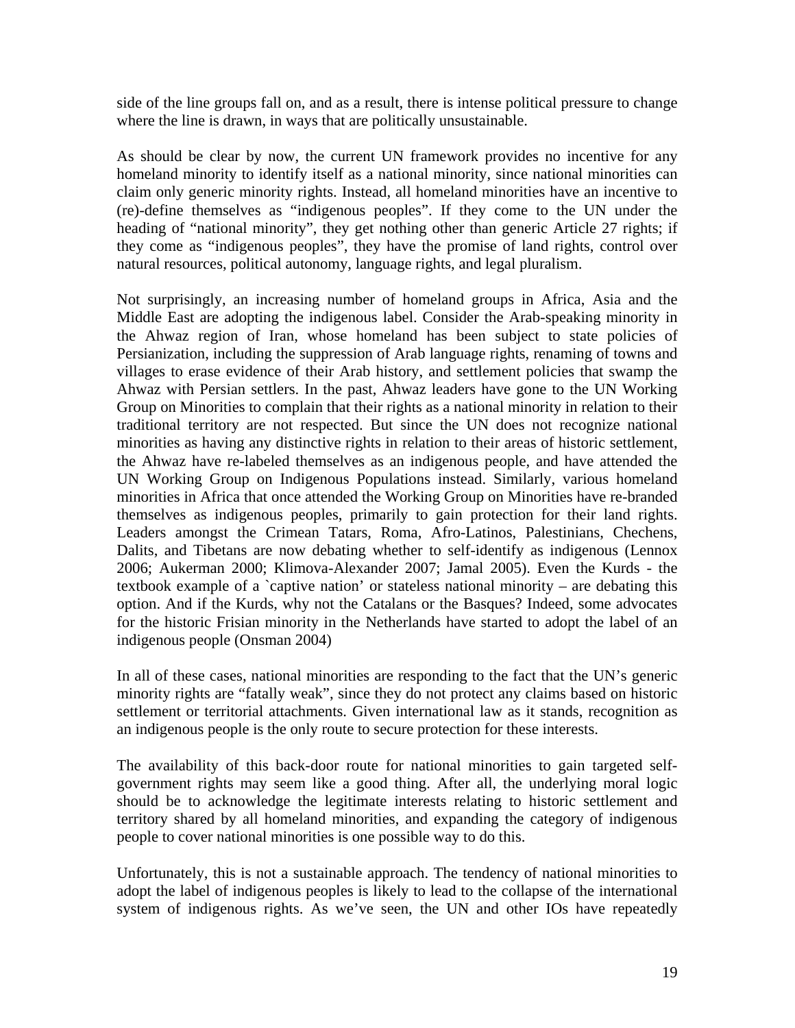side of the line groups fall on, and as a result, there is intense political pressure to change where the line is drawn, in ways that are politically unsustainable.

As should be clear by now, the current UN framework provides no incentive for any homeland minority to identify itself as a national minority, since national minorities can claim only generic minority rights. Instead, all homeland minorities have an incentive to (re)-define themselves as "indigenous peoples". If they come to the UN under the heading of "national minority", they get nothing other than generic Article 27 rights; if they come as "indigenous peoples", they have the promise of land rights, control over natural resources, political autonomy, language rights, and legal pluralism.

Not surprisingly, an increasing number of homeland groups in Africa, Asia and the Middle East are adopting the indigenous label. Consider the Arab-speaking minority in the Ahwaz region of Iran, whose homeland has been subject to state policies of Persianization, including the suppression of Arab language rights, renaming of towns and villages to erase evidence of their Arab history, and settlement policies that swamp the Ahwaz with Persian settlers. In the past, Ahwaz leaders have gone to the UN Working Group on Minorities to complain that their rights as a national minority in relation to their traditional territory are not respected. But since the UN does not recognize national minorities as having any distinctive rights in relation to their areas of historic settlement, the Ahwaz have re-labeled themselves as an indigenous people, and have attended the UN Working Group on Indigenous Populations instead. Similarly, various homeland minorities in Africa that once attended the Working Group on Minorities have re-branded themselves as indigenous peoples, primarily to gain protection for their land rights. Leaders amongst the Crimean Tatars, Roma, Afro-Latinos, Palestinians, Chechens, Dalits, and Tibetans are now debating whether to self-identify as indigenous (Lennox 2006; Aukerman 2000; Klimova-Alexander 2007; Jamal 2005). Even the Kurds - the textbook example of a `captive nation' or stateless national minority – are debating this option. And if the Kurds, why not the Catalans or the Basques? Indeed, some advocates for the historic Frisian minority in the Netherlands have started to adopt the label of an indigenous people (Onsman 2004)

In all of these cases, national minorities are responding to the fact that the UN's generic minority rights are "fatally weak", since they do not protect any claims based on historic settlement or territorial attachments. Given international law as it stands, recognition as an indigenous people is the only route to secure protection for these interests.

The availability of this back-door route for national minorities to gain targeted self-government rights may seem like a good thing. After all, the underlying moral logic should be to acknowledge the legitimate interests relating to historic settlement and territory shared by all homeland minorities, and expanding the category of indigenous people to cover national minorities is one possible way to do this.

Unfortunately, this is not a sustainable approach. The tendency of national minorities to adopt the label of indigenous peoples is likely to lead to the collapse of the international system of indigenous rights. As we've seen, the UN and other IOs have repeatedly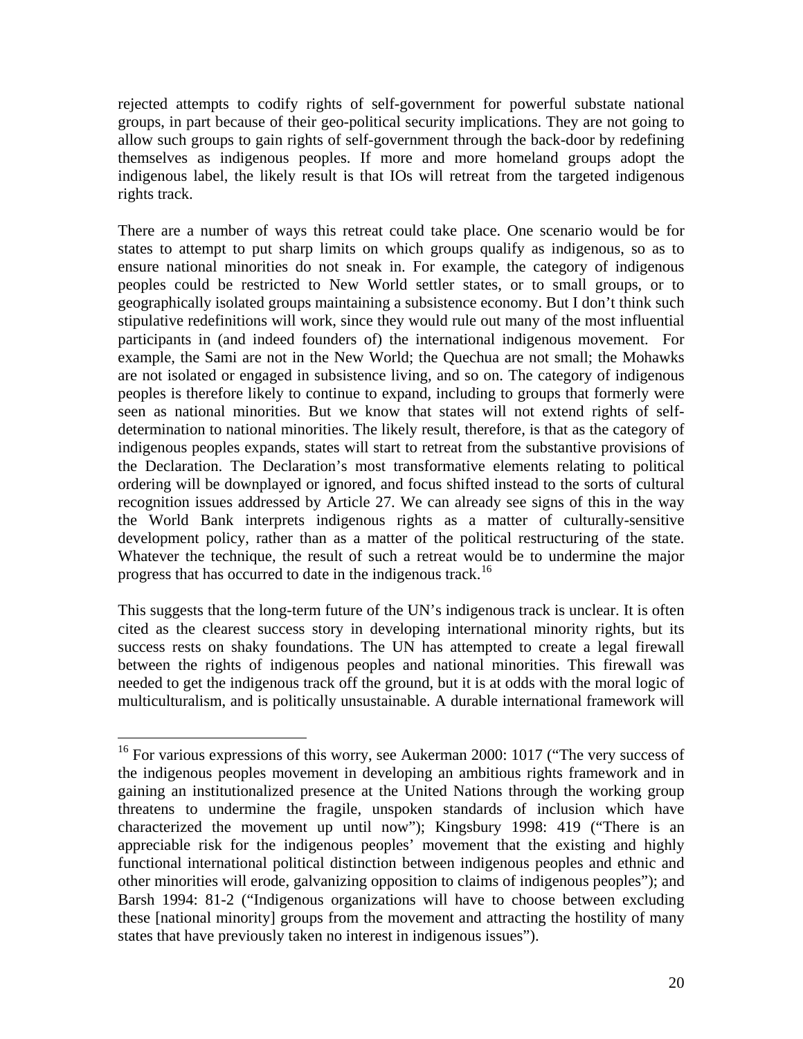rejected attempts to codify rights of self-government for powerful substate national groups, in part because of their geo-political security implications. They are not going to allow such groups to gain rights of self-government through the back-door by redefining themselves as indigenous peoples. If more and more homeland groups adopt the indigenous label, the likely result is that IOs will retreat from the targeted indigenous rights track.

There are a number of ways this retreat could take place. One scenario would be for states to attempt to put sharp limits on which groups qualify as indigenous, so as to ensure national minorities do not sneak in. For example, the category of indigenous peoples could be restricted to New World settler states, or to small groups, or to geographically isolated groups maintaining a subsistence economy. But I don't think such stipulative redefinitions will work, since they would rule out many of the most influential participants in (and indeed founders of) the international indigenous movement. For example, the Sami are not in the New World; the Quechua are not small; the Mohawks are not isolated or engaged in subsistence living, and so on. The category of indigenous peoples is therefore likely to continue to expand, including to groups that formerly were seen as national minorities. But we know that states will not extend rights of self-determination to national minorities. The likely result, therefore, is that as the category of indigenous peoples expands, states will start to retreat from the substantive provisions of the Declaration. The Declaration's most transformative elements relating to political ordering will be downplayed or ignored, and focus shifted instead to the sorts of cultural recognition issues addressed by Article 27. We can already see signs of this in the way the World Bank interprets indigenous rights as a matter of culturally-sensitive development policy, rather than as a matter of the political restructuring of the state. Whatever the technique, the result of such a retreat would be to undermine the major progress that has occurred to date in the indigenous track.[16]

This suggests that the long-term future of the UN's indigenous track is unclear. It is often cited as the clearest success story in developing international minority rights, but its success rests on shaky foundations. The UN has attempted to create a legal firewall between the rights of indigenous peoples and national minorities. This firewall was needed to get the indigenous track off the ground, but it is at odds with the moral logic of multiculturalism, and is politically unsustainable. A durable international framework will

---

[16] For various expressions of this worry, see Aukerman 2000: 1017 ("The very success of the indigenous peoples movement in developing an ambitious rights framework and in gaining an institutionalized presence at the United Nations through the working group threatens to undermine the fragile, unspoken standards of inclusion which have characterized the movement up until now"); Kingsbury 1998: 419 ("There is an appreciable risk for the indigenous peoples' movement that the existing and highly functional international political distinction between indigenous peoples and ethnic and other minorities will erode, galvanizing opposition to claims of indigenous peoples"); and Barsh 1994: 81-2 ("Indigenous organizations will have to choose between excluding these [national minority] groups from the movement and attracting the hostility of many states that have previously taken no interest in indigenous issues").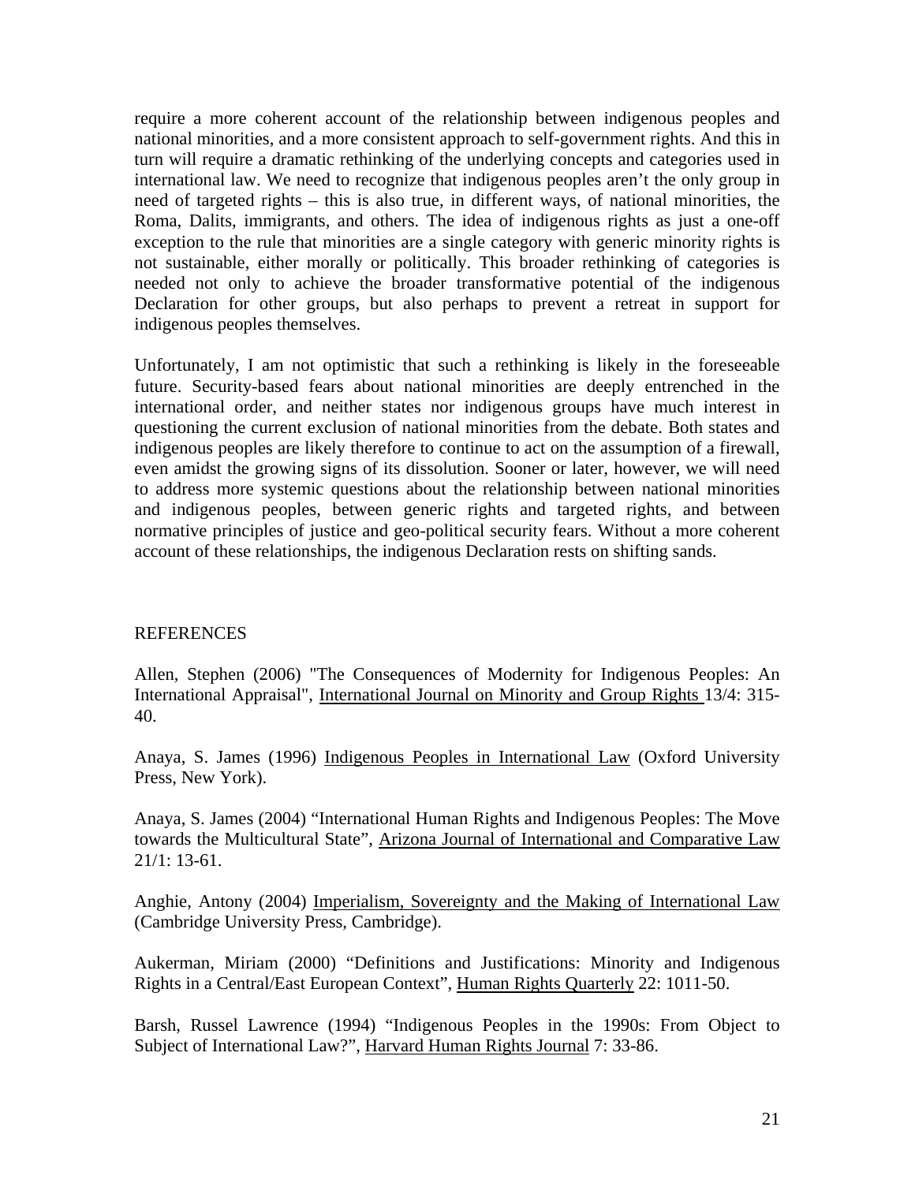require a more coherent account of the relationship between indigenous peoples and national minorities, and a more consistent approach to self-government rights. And this in turn will require a dramatic rethinking of the underlying concepts and categories used in international law. We need to recognize that indigenous peoples aren't the only group in need of targeted rights – this is also true, in different ways, of national minorities, the Roma, Dalits, immigrants, and others. The idea of indigenous rights as just a one-off exception to the rule that minorities are a single category with generic minority rights is not sustainable, either morally or politically. This broader rethinking of categories is needed not only to achieve the broader transformative potential of the indigenous Declaration for other groups, but also perhaps to prevent a retreat in support for indigenous peoples themselves.

Unfortunately, I am not optimistic that such a rethinking is likely in the foreseeable future. Security-based fears about national minorities are deeply entrenched in the international order, and neither states nor indigenous groups have much interest in questioning the current exclusion of national minorities from the debate. Both states and indigenous peoples are likely therefore to continue to act on the assumption of a firewall, even amidst the growing signs of its dissolution. Sooner or later, however, we will need to address more systemic questions about the relationship between national minorities and indigenous peoples, between generic rights and targeted rights, and between normative principles of justice and geo-political security fears. Without a more coherent account of these relationships, the indigenous Declaration rests on shifting sands.

## REFERENCES

Allen, Stephen (2006) "The Consequences of Modernity for Indigenous Peoples: An International Appraisal", International Journal on Minority and Group Rights 13/4: 315-40.

Anaya, S. James (1996) Indigenous Peoples in International Law (Oxford University Press, New York).

Anaya, S. James (2004) "International Human Rights and Indigenous Peoples: The Move towards the Multicultural State", Arizona Journal of International and Comparative Law 21/1: 13-61.

Anghie, Antony (2004) Imperialism, Sovereignty and the Making of International Law (Cambridge University Press, Cambridge).

Aukerman, Miriam (2000) "Definitions and Justifications: Minority and Indigenous Rights in a Central/East European Context", Human Rights Quarterly 22: 1011-50.

Barsh, Russel Lawrence (1994) "Indigenous Peoples in the 1990s: From Object to Subject of International Law?", Harvard Human Rights Journal 7: 33-86.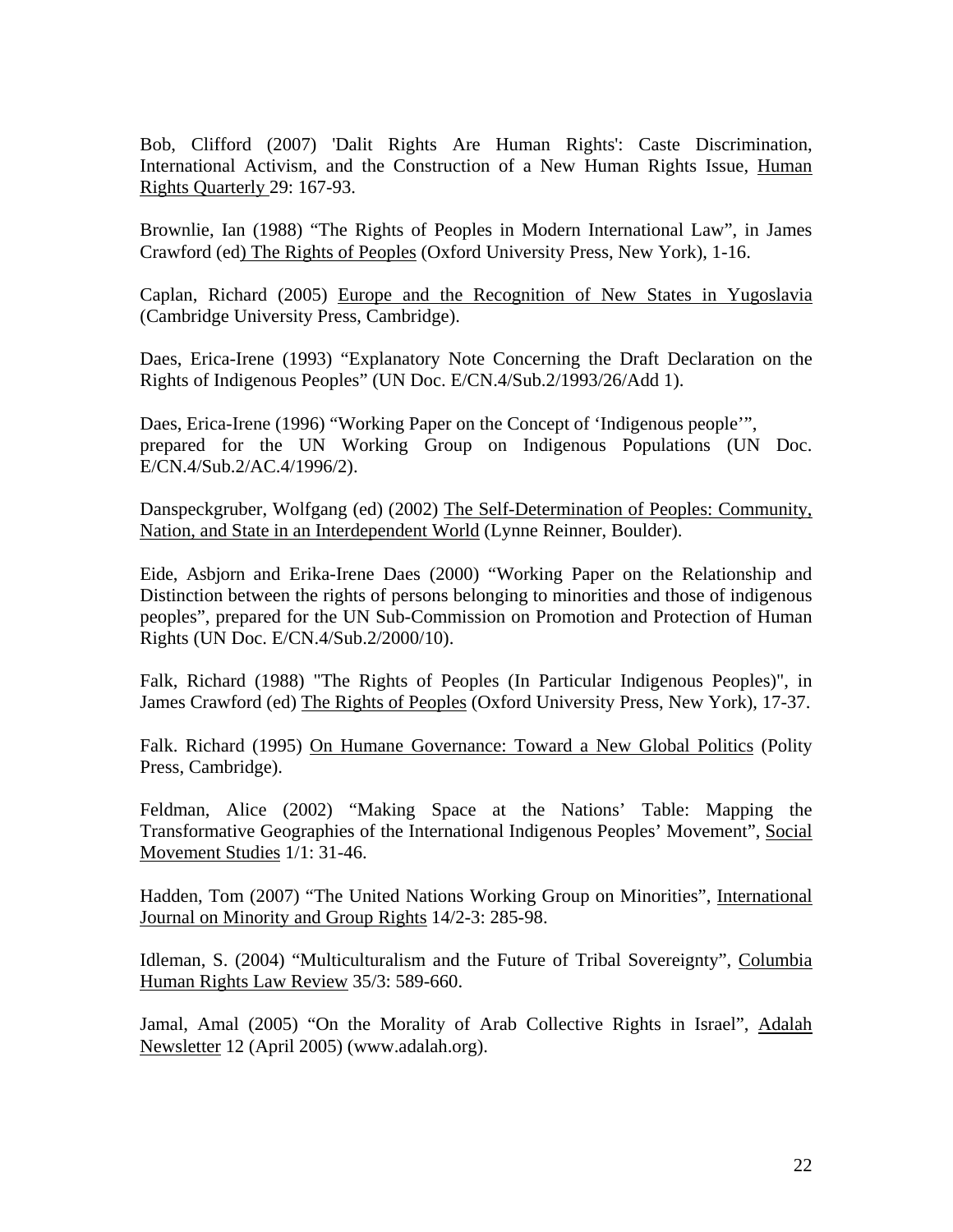Bob, Clifford (2007) 'Dalit Rights Are Human Rights': Caste Discrimination, International Activism, and the Construction of a New Human Rights Issue, Human Rights Quarterly 29: 167-93.

Brownlie, Ian (1988) "The Rights of Peoples in Modern International Law", in James Crawford (ed) The Rights of Peoples (Oxford University Press, New York), 1-16.

Caplan, Richard (2005) Europe and the Recognition of New States in Yugoslavia (Cambridge University Press, Cambridge).

Daes, Erica-Irene (1993) "Explanatory Note Concerning the Draft Declaration on the Rights of Indigenous Peoples" (UN Doc. E/CN.4/Sub.2/1993/26/Add 1).

Daes, Erica-Irene (1996) "Working Paper on the Concept of 'Indigenous people'", prepared for the UN Working Group on Indigenous Populations (UN Doc. E/CN.4/Sub.2/AC.4/1996/2).

Danspeckgruber, Wolfgang (ed) (2002) The Self-Determination of Peoples: Community, Nation, and State in an Interdependent World (Lynne Reinner, Boulder).

Eide, Asbjorn and Erika-Irene Daes (2000) "Working Paper on the Relationship and Distinction between the rights of persons belonging to minorities and those of indigenous peoples", prepared for the UN Sub-Commission on Promotion and Protection of Human Rights (UN Doc. E/CN.4/Sub.2/2000/10).

Falk, Richard (1988) "The Rights of Peoples (In Particular Indigenous Peoples)", in James Crawford (ed) The Rights of Peoples (Oxford University Press, New York), 17-37.

Falk. Richard (1995) On Humane Governance: Toward a New Global Politics (Polity Press, Cambridge).

Feldman, Alice (2002) "Making Space at the Nations' Table: Mapping the Transformative Geographies of the International Indigenous Peoples' Movement", Social Movement Studies 1/1: 31-46.

Hadden, Tom (2007) "The United Nations Working Group on Minorities", International Journal on Minority and Group Rights 14/2-3: 285-98.

Idleman, S. (2004) "Multiculturalism and the Future of Tribal Sovereignty", Columbia Human Rights Law Review 35/3: 589-660.

Jamal, Amal (2005) "On the Morality of Arab Collective Rights in Israel", Adalah Newsletter 12 (April 2005) (www.adalah.org).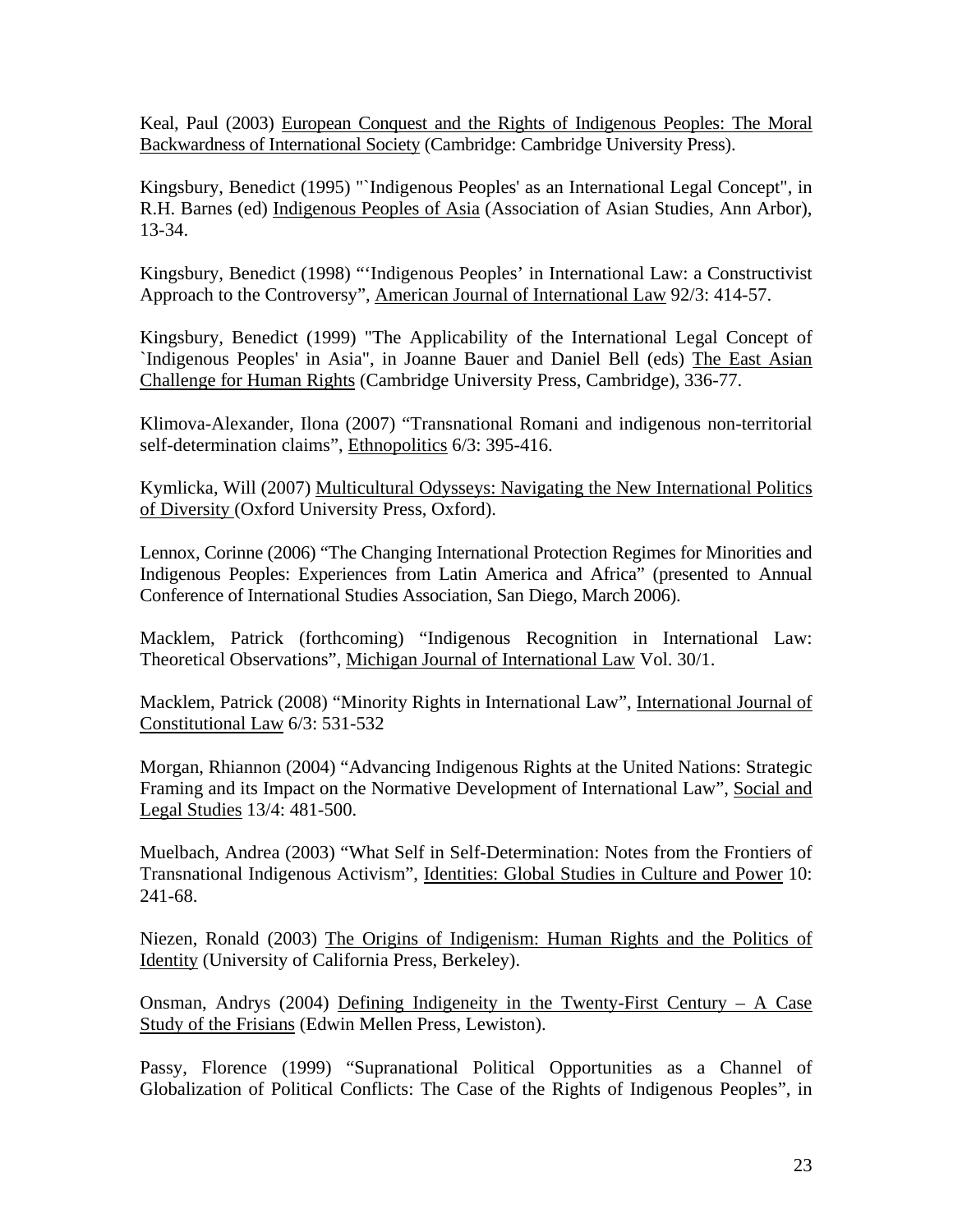Keal, Paul (2003) European Conquest and the Rights of Indigenous Peoples: The Moral Backwardness of International Society (Cambridge: Cambridge University Press).

Kingsbury, Benedict (1995) "`Indigenous Peoples' as an International Legal Concept", in R.H. Barnes (ed) Indigenous Peoples of Asia (Association of Asian Studies, Ann Arbor), 13-34.

Kingsbury, Benedict (1998) "'Indigenous Peoples' in International Law: a Constructivist Approach to the Controversy", American Journal of International Law 92/3: 414-57.

Kingsbury, Benedict (1999) "The Applicability of the International Legal Concept of `Indigenous Peoples' in Asia", in Joanne Bauer and Daniel Bell (eds) The East Asian Challenge for Human Rights (Cambridge University Press, Cambridge), 336-77.

Klimova-Alexander, Ilona (2007) "Transnational Romani and indigenous non-territorial self-determination claims", Ethnopolitics 6/3: 395-416.

Kymlicka, Will (2007) Multicultural Odysseys: Navigating the New International Politics of Diversity (Oxford University Press, Oxford).

Lennox, Corinne (2006) "The Changing International Protection Regimes for Minorities and Indigenous Peoples: Experiences from Latin America and Africa" (presented to Annual Conference of International Studies Association, San Diego, March 2006).

Macklem, Patrick (forthcoming) "Indigenous Recognition in International Law: Theoretical Observations", Michigan Journal of International Law Vol. 30/1.

Macklem, Patrick (2008) "Minority Rights in International Law", International Journal of Constitutional Law 6/3: 531-532

Morgan, Rhiannon (2004) "Advancing Indigenous Rights at the United Nations: Strategic Framing and its Impact on the Normative Development of International Law", Social and Legal Studies 13/4: 481-500.

Muelbach, Andrea (2003) "What Self in Self-Determination: Notes from the Frontiers of Transnational Indigenous Activism", Identities: Global Studies in Culture and Power 10: 241-68.

Niezen, Ronald (2003) The Origins of Indigenism: Human Rights and the Politics of Identity (University of California Press, Berkeley).

Onsman, Andrys (2004) Defining Indigeneity in the Twenty-First Century – A Case Study of the Frisians (Edwin Mellen Press, Lewiston).

Passy, Florence (1999) "Supranational Political Opportunities as a Channel of Globalization of Political Conflicts: The Case of the Rights of Indigenous Peoples", in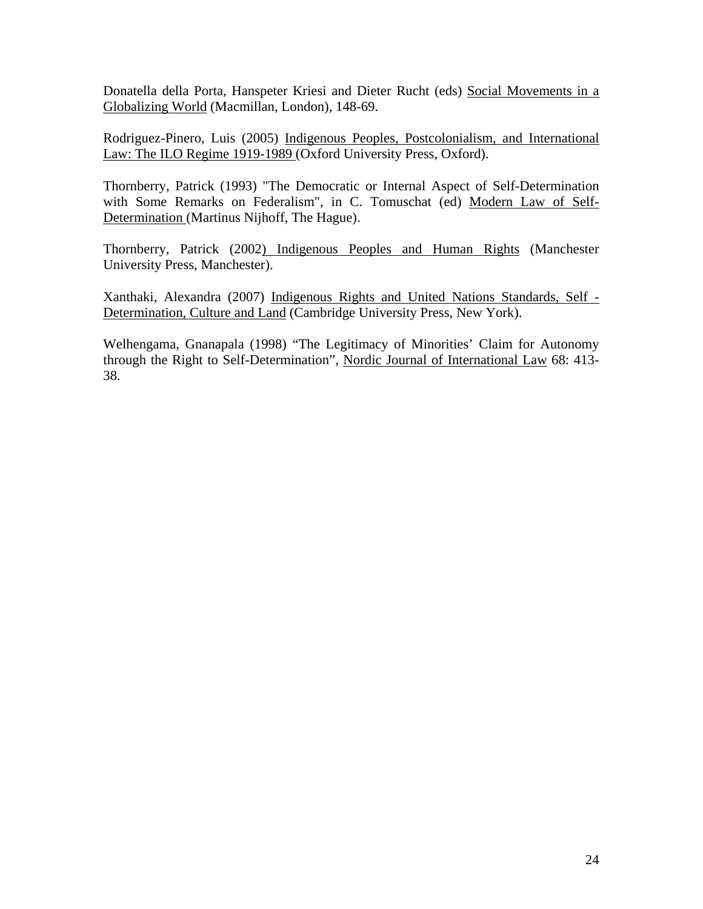Donatella della Porta, Hanspeter Kriesi and Dieter Rucht (eds) Social Movements in a Globalizing World (Macmillan, London), 148-69.

Rodriguez-Pinero, Luis (2005) Indigenous Peoples, Postcolonialism, and International Law: The ILO Regime 1919-1989 (Oxford University Press, Oxford).

Thornberry, Patrick (1993) "The Democratic or Internal Aspect of Self-Determination with Some Remarks on Federalism", in C. Tomuschat (ed) Modern Law of Self-Determination (Martinus Nijhoff, The Hague).

Thornberry, Patrick (2002) Indigenous Peoples and Human Rights (Manchester University Press, Manchester).

Xanthaki, Alexandra (2007) Indigenous Rights and United Nations Standards, Self - Determination, Culture and Land (Cambridge University Press, New York).

Welhengama, Gnanapala (1998) “The Legitimacy of Minorities’ Claim for Autonomy through the Right to Self-Determination”, Nordic Journal of International Law 68: 413-38.